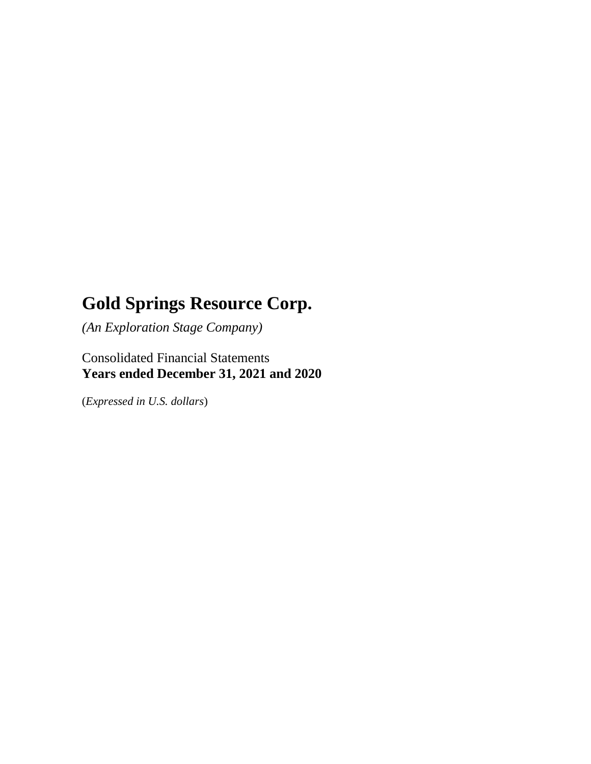# Gold Springs Resource Corp.

*(An Exploration Stage Company)*

Consolidated Financial Statements
**Years ended December 31, 2021 and 2020**

(*Expressed in U.S. dollars*)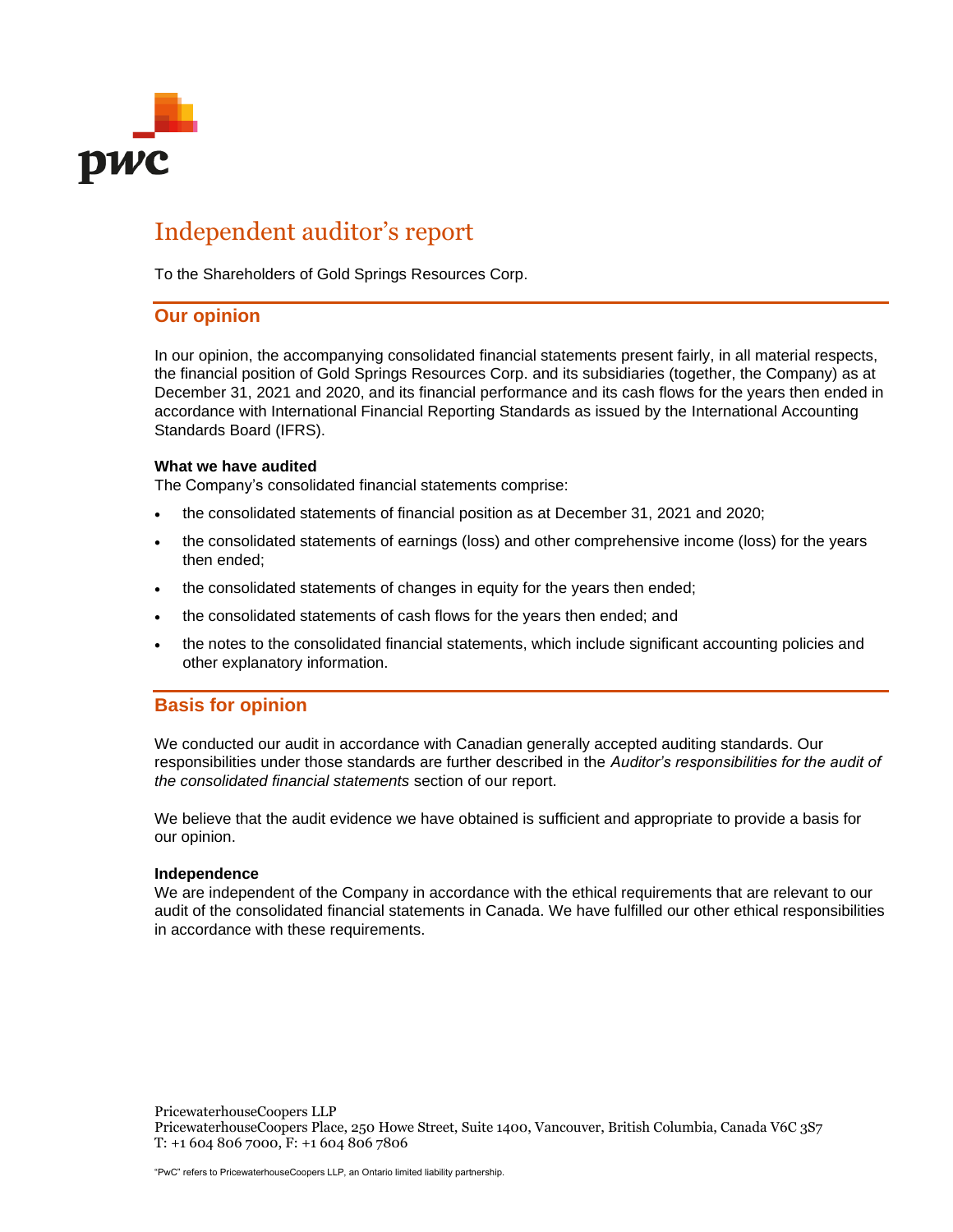# Independent auditor's report

To the Shareholders of Gold Springs Resources Corp.

## Our opinion

In our opinion, the accompanying consolidated financial statements present fairly, in all material respects, the financial position of Gold Springs Resources Corp. and its subsidiaries (together, the Company) as at December 31, 2021 and 2020, and its financial performance and its cash flows for the years then ended in accordance with International Financial Reporting Standards as issued by the International Accounting Standards Board (IFRS).

**What we have audited**

The Company's consolidated financial statements comprise:

- the consolidated statements of financial position as at December 31, 2021 and 2020;
- the consolidated statements of earnings (loss) and other comprehensive income (loss) for the years then ended;
- the consolidated statements of changes in equity for the years then ended;
- the consolidated statements of cash flows for the years then ended; and
- the notes to the consolidated financial statements, which include significant accounting policies and other explanatory information.

## Basis for opinion

We conducted our audit in accordance with Canadian generally accepted auditing standards. Our responsibilities under those standards are further described in the *Auditor's responsibilities for the audit of the consolidated financial statements* section of our report.

We believe that the audit evidence we have obtained is sufficient and appropriate to provide a basis for our opinion.

**Independence**

We are independent of the Company in accordance with the ethical requirements that are relevant to our audit of the consolidated financial statements in Canada. We have fulfilled our other ethical responsibilities in accordance with these requirements.

PricewaterhouseCoopers LLP
PricewaterhouseCoopers Place, 250 Howe Street, Suite 1400, Vancouver, British Columbia, Canada V6C 3S7
T: +1 604 806 7000, F: +1 604 806 7806

"PwC" refers to PricewaterhouseCoopers LLP, an Ontario limited liability partnership.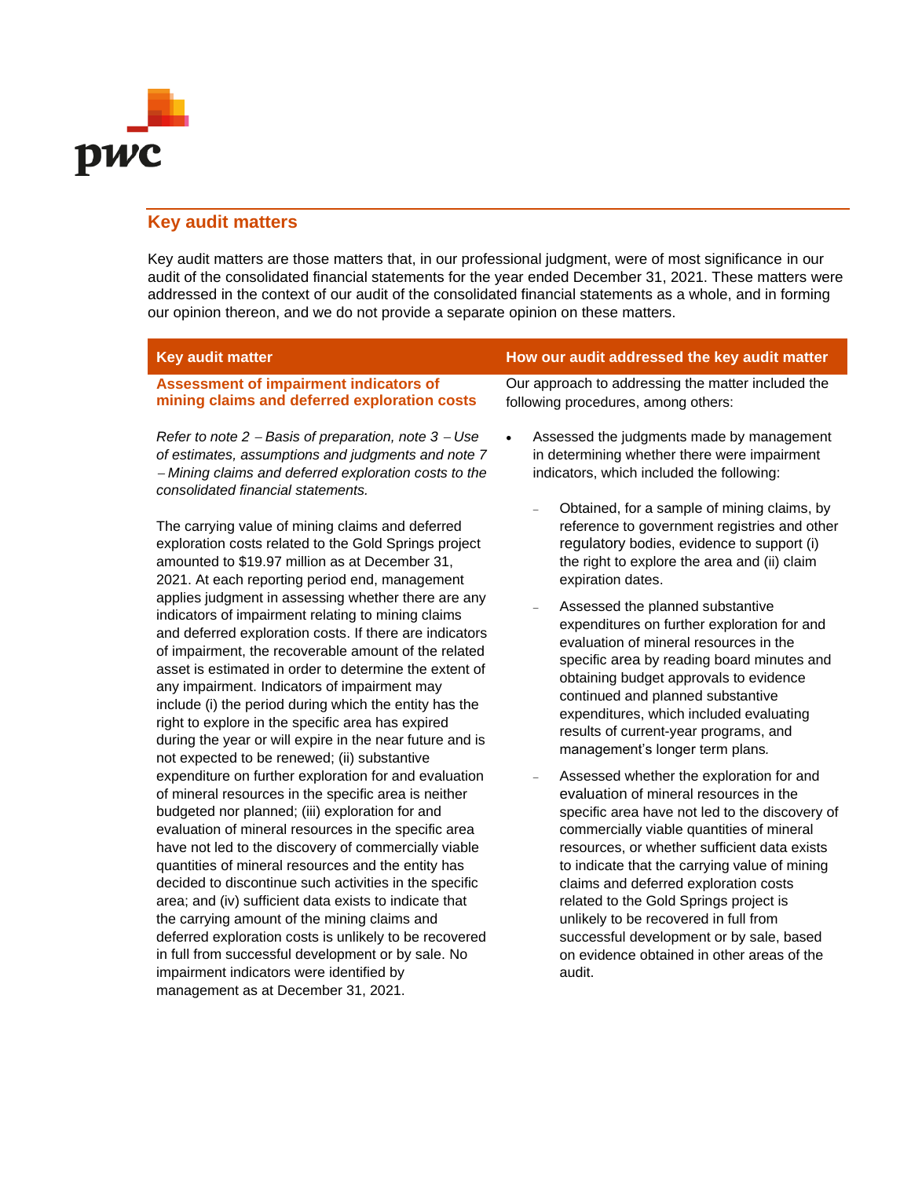## Key audit matters

Key audit matters are those matters that, in our professional judgment, were of most significance in our audit of the consolidated financial statements for the year ended December 31, 2021. These matters were addressed in the context of our audit of the consolidated financial statements as a whole, and in forming our opinion thereon, and we do not provide a separate opinion on these matters.

| Key audit matter | How our audit addressed the key audit matter |
| --- | --- |
| **Assessment of impairment indicators of mining claims and deferred exploration costs**<br><br>*Refer to note 2 – Basis of preparation, note 3 – Use of estimates, assumptions and judgments and note 7 – Mining claims and deferred exploration costs to the consolidated financial statements.*<br><br>The carrying value of mining claims and deferred exploration costs related to the Gold Springs project amounted to $19.97 million as at December 31, 2021. At each reporting period end, management applies judgment in assessing whether there are any indicators of impairment relating to mining claims and deferred exploration costs. If there are indicators of impairment, the recoverable amount of the related asset is estimated in order to determine the extent of any impairment. Indicators of impairment may include (i) the period during which the entity has the right to explore in the specific area has expired during the year or will expire in the near future and is not expected to be renewed; (ii) substantive expenditure on further exploration for and evaluation of mineral resources in the specific area is neither budgeted nor planned; (iii) exploration for and evaluation of mineral resources in the specific area have not led to the discovery of commercially viable quantities of mineral resources and the entity has decided to discontinue such activities in the specific area; and (iv) sufficient data exists to indicate that the carrying amount of the mining claims and deferred exploration costs is unlikely to be recovered in full from successful development or by sale. No impairment indicators were identified by management as at December 31, 2021. | Our approach to addressing the matter included the following procedures, among others:<br><br>• Assessed the judgments made by management in determining whether there were impairment indicators, which included the following:<br><br>– Obtained, for a sample of mining claims, by reference to government registries and other regulatory bodies, evidence to support (i) the right to explore the area and (ii) claim expiration dates.<br><br>– Assessed the planned substantive expenditures on further exploration for and evaluation of mineral resources in the specific area by reading board minutes and obtaining budget approvals to evidence continued and planned substantive expenditures, which included evaluating results of current-year programs, and management's longer term plans.<br><br>– Assessed whether the exploration for and evaluation of mineral resources in the specific area have not led to the discovery of commercially viable quantities of mineral resources, or whether sufficient data exists to indicate that the carrying value of mining claims and deferred exploration costs related to the Gold Springs project is unlikely to be recovered in full from successful development or by sale, based on evidence obtained in other areas of the audit. |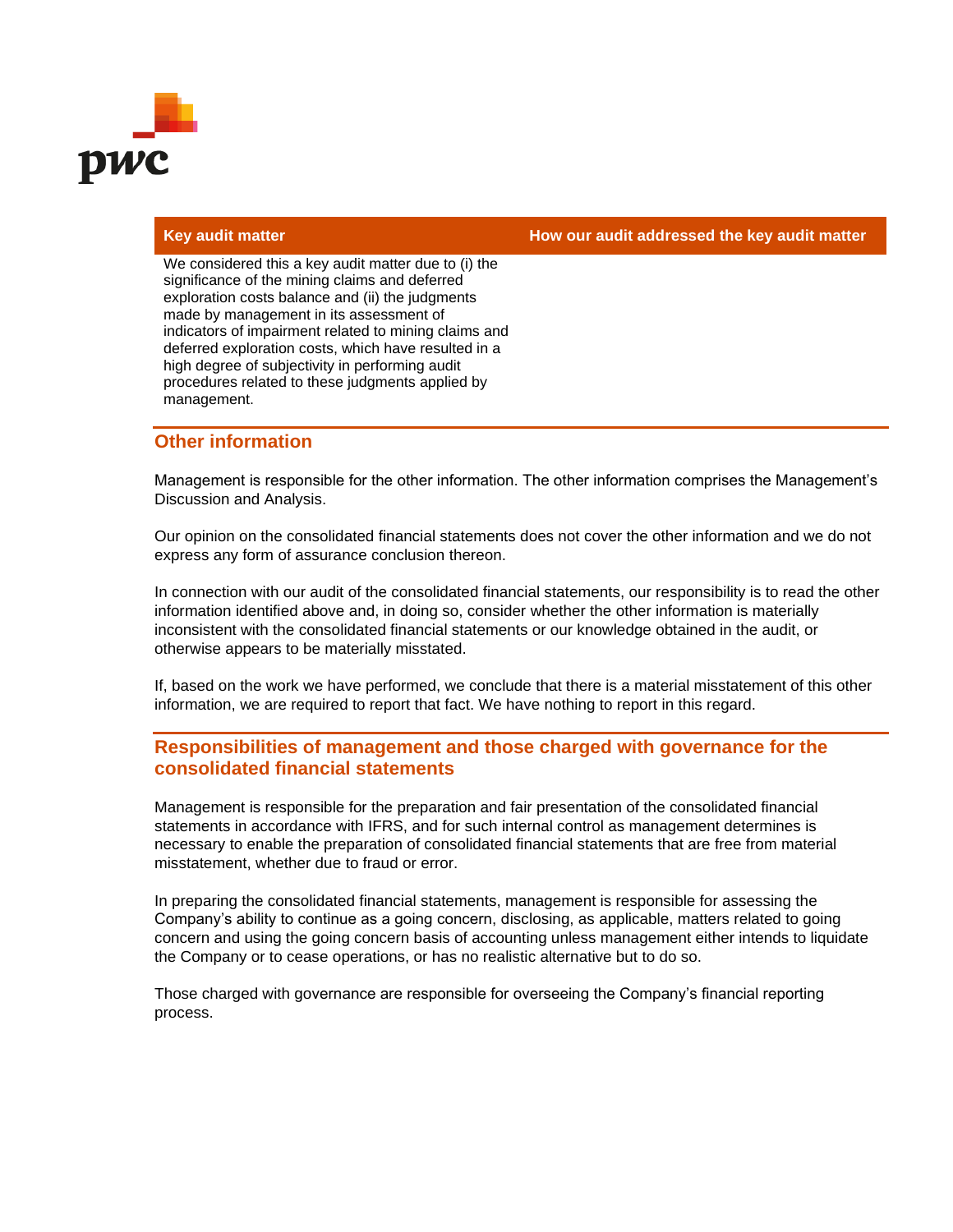| Key audit matter | How our audit addressed the key audit matter |
|---|---|
| We considered this a key audit matter due to (i) the significance of the mining claims and deferred exploration costs balance and (ii) the judgments made by management in its assessment of indicators of impairment related to mining claims and deferred exploration costs, which have resulted in a high degree of subjectivity in performing audit procedures related to these judgments applied by management. | |

## Other information

Management is responsible for the other information. The other information comprises the Management's Discussion and Analysis.

Our opinion on the consolidated financial statements does not cover the other information and we do not express any form of assurance conclusion thereon.

In connection with our audit of the consolidated financial statements, our responsibility is to read the other information identified above and, in doing so, consider whether the other information is materially inconsistent with the consolidated financial statements or our knowledge obtained in the audit, or otherwise appears to be materially misstated.

If, based on the work we have performed, we conclude that there is a material misstatement of this other information, we are required to report that fact. We have nothing to report in this regard.

## Responsibilities of management and those charged with governance for the consolidated financial statements

Management is responsible for the preparation and fair presentation of the consolidated financial statements in accordance with IFRS, and for such internal control as management determines is necessary to enable the preparation of consolidated financial statements that are free from material misstatement, whether due to fraud or error.

In preparing the consolidated financial statements, management is responsible for assessing the Company's ability to continue as a going concern, disclosing, as applicable, matters related to going concern and using the going concern basis of accounting unless management either intends to liquidate the Company or to cease operations, or has no realistic alternative but to do so.

Those charged with governance are responsible for overseeing the Company's financial reporting process.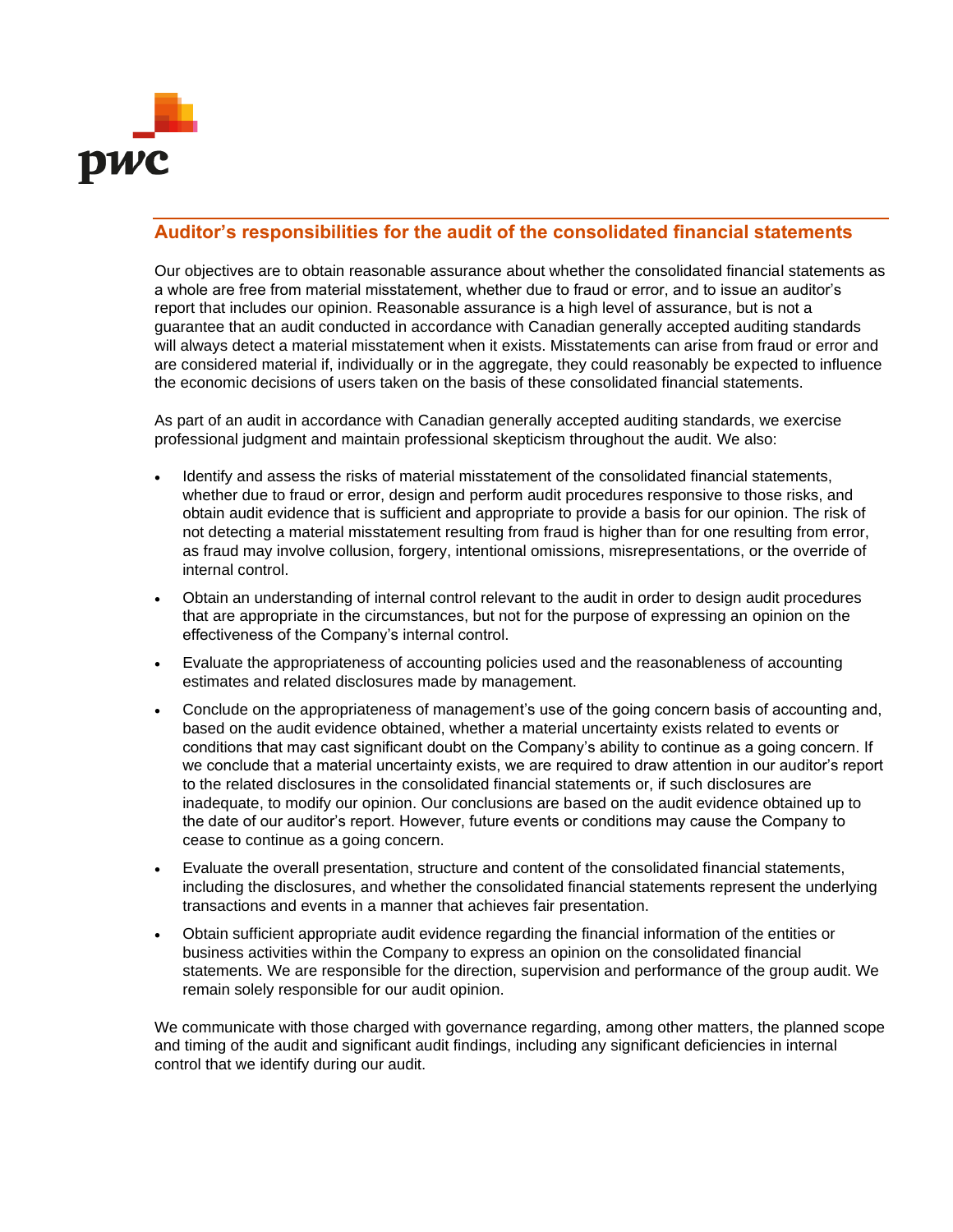## Auditor's responsibilities for the audit of the consolidated financial statements

Our objectives are to obtain reasonable assurance about whether the consolidated financial statements as a whole are free from material misstatement, whether due to fraud or error, and to issue an auditor's report that includes our opinion. Reasonable assurance is a high level of assurance, but is not a guarantee that an audit conducted in accordance with Canadian generally accepted auditing standards will always detect a material misstatement when it exists. Misstatements can arise from fraud or error and are considered material if, individually or in the aggregate, they could reasonably be expected to influence the economic decisions of users taken on the basis of these consolidated financial statements.

As part of an audit in accordance with Canadian generally accepted auditing standards, we exercise professional judgment and maintain professional skepticism throughout the audit. We also:

- Identify and assess the risks of material misstatement of the consolidated financial statements, whether due to fraud or error, design and perform audit procedures responsive to those risks, and obtain audit evidence that is sufficient and appropriate to provide a basis for our opinion. The risk of not detecting a material misstatement resulting from fraud is higher than for one resulting from error, as fraud may involve collusion, forgery, intentional omissions, misrepresentations, or the override of internal control.
- Obtain an understanding of internal control relevant to the audit in order to design audit procedures that are appropriate in the circumstances, but not for the purpose of expressing an opinion on the effectiveness of the Company's internal control.
- Evaluate the appropriateness of accounting policies used and the reasonableness of accounting estimates and related disclosures made by management.
- Conclude on the appropriateness of management's use of the going concern basis of accounting and, based on the audit evidence obtained, whether a material uncertainty exists related to events or conditions that may cast significant doubt on the Company's ability to continue as a going concern. If we conclude that a material uncertainty exists, we are required to draw attention in our auditor's report to the related disclosures in the consolidated financial statements or, if such disclosures are inadequate, to modify our opinion. Our conclusions are based on the audit evidence obtained up to the date of our auditor's report. However, future events or conditions may cause the Company to cease to continue as a going concern.
- Evaluate the overall presentation, structure and content of the consolidated financial statements, including the disclosures, and whether the consolidated financial statements represent the underlying transactions and events in a manner that achieves fair presentation.
- Obtain sufficient appropriate audit evidence regarding the financial information of the entities or business activities within the Company to express an opinion on the consolidated financial statements. We are responsible for the direction, supervision and performance of the group audit. We remain solely responsible for our audit opinion.

We communicate with those charged with governance regarding, among other matters, the planned scope and timing of the audit and significant audit findings, including any significant deficiencies in internal control that we identify during our audit.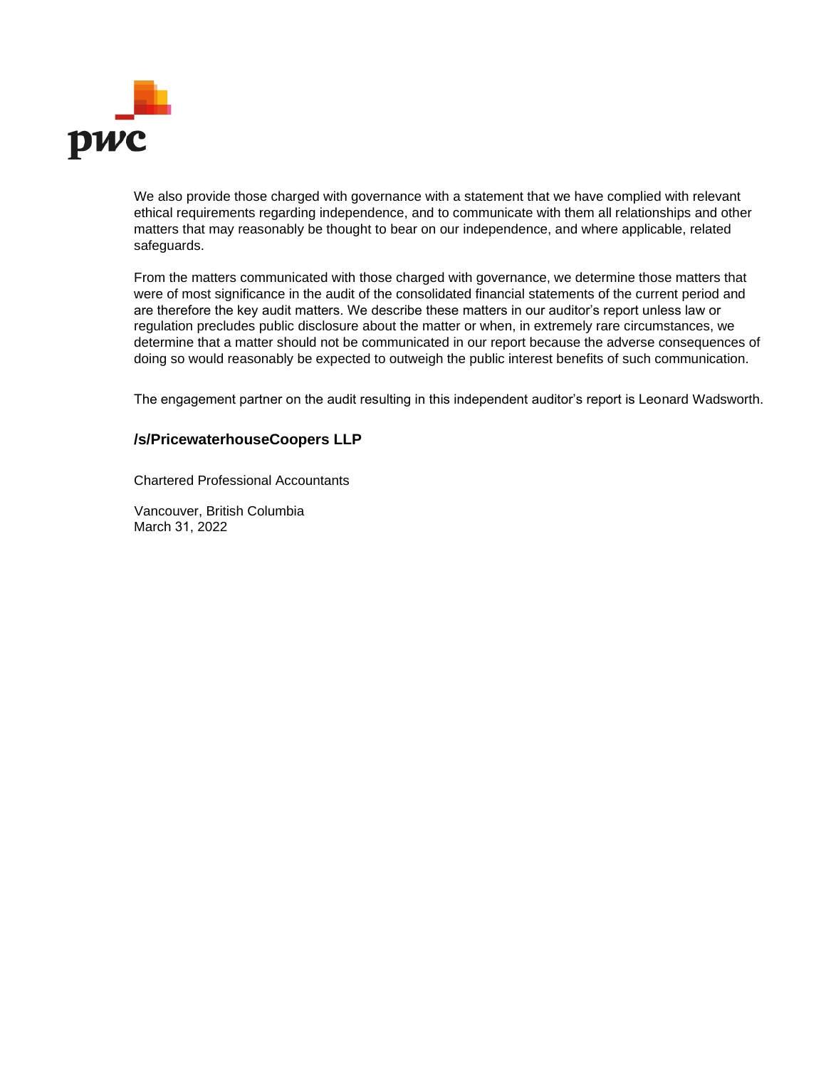We also provide those charged with governance with a statement that we have complied with relevant ethical requirements regarding independence, and to communicate with them all relationships and other matters that may reasonably be thought to bear on our independence, and where applicable, related safeguards.

From the matters communicated with those charged with governance, we determine those matters that were of most significance in the audit of the consolidated financial statements of the current period and are therefore the key audit matters. We describe these matters in our auditor's report unless law or regulation precludes public disclosure about the matter or when, in extremely rare circumstances, we determine that a matter should not be communicated in our report because the adverse consequences of doing so would reasonably be expected to outweigh the public interest benefits of such communication.

The engagement partner on the audit resulting in this independent auditor's report is Leonard Wadsworth.

**/s/PricewaterhouseCoopers LLP**

Chartered Professional Accountants

Vancouver, British Columbia
March 31, 2022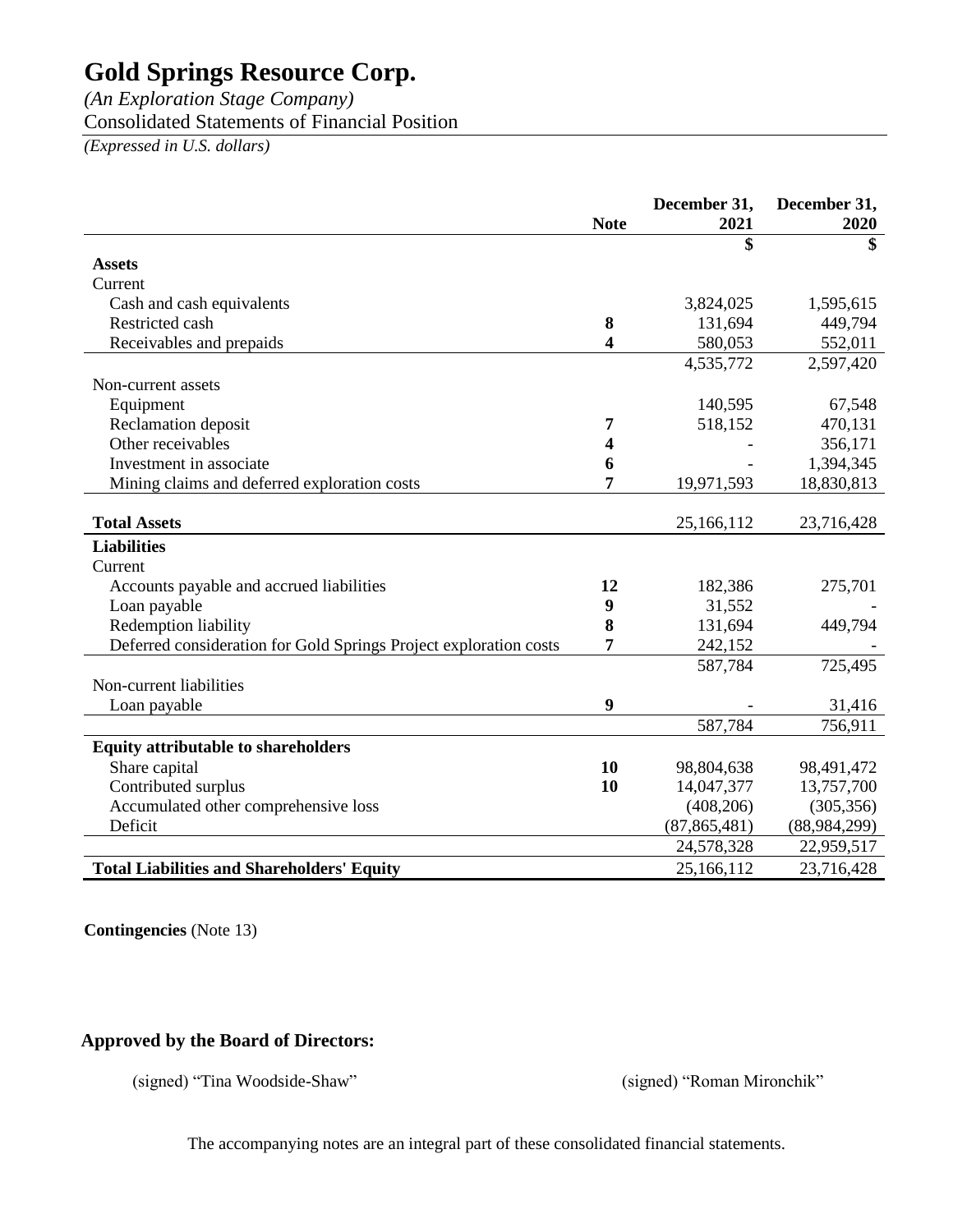# Gold Springs Resource Corp.

*(An Exploration Stage Company)*

Consolidated Statements of Financial Position

*(Expressed in U.S. dollars)*

| | Note | December 31, 2021 | December 31, 2020 |
|---|---|---|---|
| | | $ | $ |
| **Assets** | | | |
| Current | | | |
| Cash and cash equivalents | | 3,824,025 | 1,595,615 |
| Restricted cash | **8** | 131,694 | 449,794 |
| Receivables and prepaids | **4** | 580,053 | 552,011 |
| | | 4,535,772 | 2,597,420 |
| Non-current assets | | | |
| Equipment | | 140,595 | 67,548 |
| Reclamation deposit | **7** | 518,152 | 470,131 |
| Other receivables | **4** | - | 356,171 |
| Investment in associate | **6** | - | 1,394,345 |
| Mining claims and deferred exploration costs | **7** | 19,971,593 | 18,830,813 |
| **Total Assets** | | 25,166,112 | 23,716,428 |
| **Liabilities** | | | |
| Current | | | |
| Accounts payable and accrued liabilities | **12** | 182,386 | 275,701 |
| Loan payable | **9** | 31,552 | - |
| Redemption liability | **8** | 131,694 | 449,794 |
| Deferred consideration for Gold Springs Project exploration costs | **7** | 242,152 | - |
| | | 587,784 | 725,495 |
| Non-current liabilities | | | |
| Loan payable | **9** | - | 31,416 |
| | | 587,784 | 756,911 |
| **Equity attributable to shareholders** | | | |
| Share capital | **10** | 98,804,638 | 98,491,472 |
| Contributed surplus | **10** | 14,047,377 | 13,757,700 |
| Accumulated other comprehensive loss | | (408,206) | (305,356) |
| Deficit | | (87,865,481) | (88,984,299) |
| | | 24,578,328 | 22,959,517 |
| **Total Liabilities and Shareholders' Equity** | | 25,166,112 | 23,716,428 |

**Contingencies** (Note 13)

**Approved by the Board of Directors:**

(signed) "Tina Woodside-Shaw" (signed) "Roman Mironchik"

The accompanying notes are an integral part of these consolidated financial statements.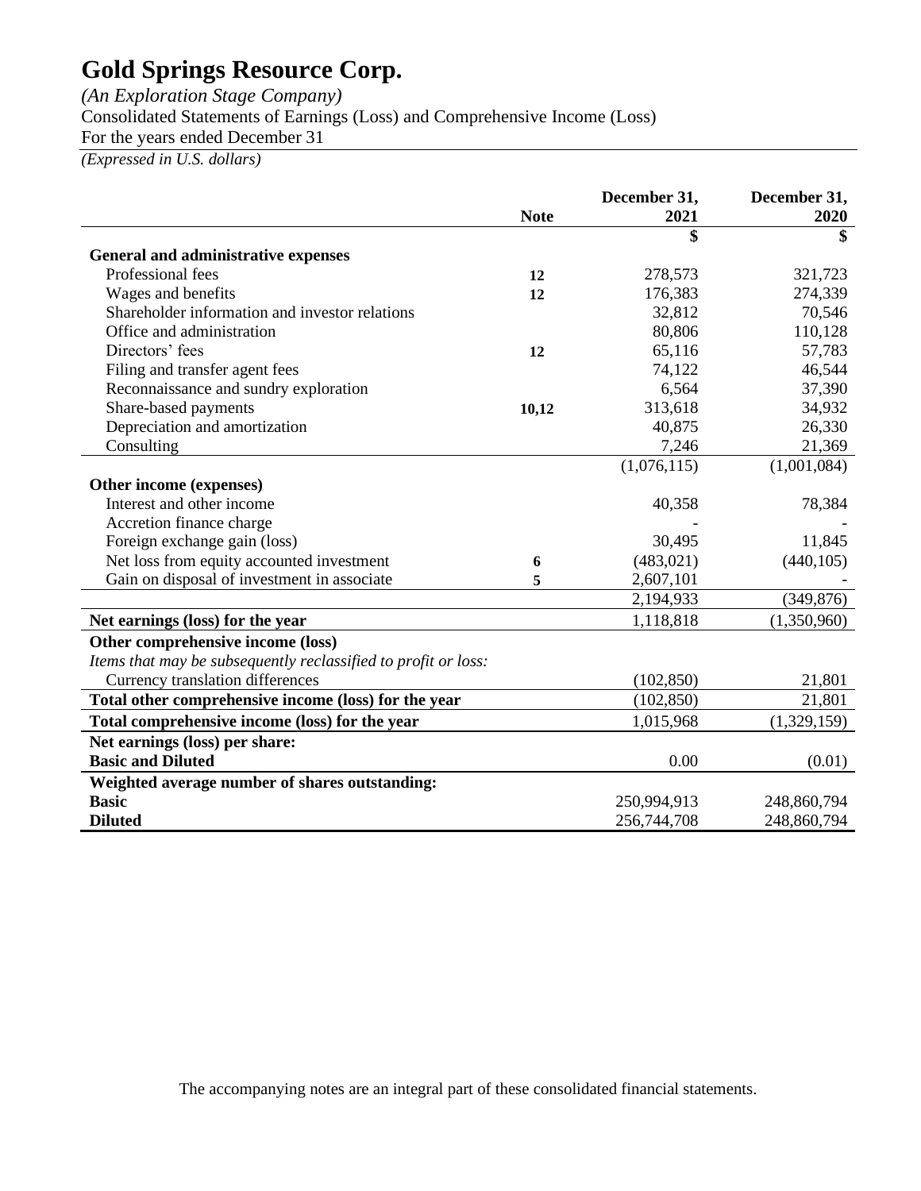# Gold Springs Resource Corp.

*(An Exploration Stage Company)*

Consolidated Statements of Earnings (Loss) and Comprehensive Income (Loss)

For the years ended December 31

*(Expressed in U.S. dollars)*

| | Note | December 31, 2021 | December 31, 2020 |
|---|---|---|---|
| | | $ | $ |
| **General and administrative expenses** | | | |
| Professional fees | 12 | 278,573 | 321,723 |
| Wages and benefits | 12 | 176,383 | 274,339 |
| Shareholder information and investor relations | | 32,812 | 70,546 |
| Office and administration | | 80,806 | 110,128 |
| Directors' fees | 12 | 65,116 | 57,783 |
| Filing and transfer agent fees | | 74,122 | 46,544 |
| Reconnaissance and sundry exploration | | 6,564 | 37,390 |
| Share-based payments | 10,12 | 313,618 | 34,932 |
| Depreciation and amortization | | 40,875 | 26,330 |
| Consulting | | 7,246 | 21,369 |
| | | (1,076,115) | (1,001,084) |
| **Other income (expenses)** | | | |
| Interest and other income | | 40,358 | 78,384 |
| Accretion finance charge | | - | - |
| Foreign exchange gain (loss) | | 30,495 | 11,845 |
| Net loss from equity accounted investment | 6 | (483,021) | (440,105) |
| Gain on disposal of investment in associate | 5 | 2,607,101 | - |
| | | 2,194,933 | (349,876) |
| **Net earnings (loss) for the year** | | 1,118,818 | (1,350,960) |
| **Other comprehensive income (loss)** | | | |
| *Items that may be subsequently reclassified to profit or loss:* | | | |
| Currency translation differences | | (102,850) | 21,801 |
| **Total other comprehensive income (loss) for the year** | | (102,850) | 21,801 |
| **Total comprehensive income (loss) for the year** | | 1,015,968 | (1,329,159) |
| **Net earnings (loss) per share:** | | | |
| **Basic and Diluted** | | 0.00 | (0.01) |
| **Weighted average number of shares outstanding:** | | | |
| **Basic** | | 250,994,913 | 248,860,794 |
| **Diluted** | | 256,744,708 | 248,860,794 |

The accompanying notes are an integral part of these consolidated financial statements.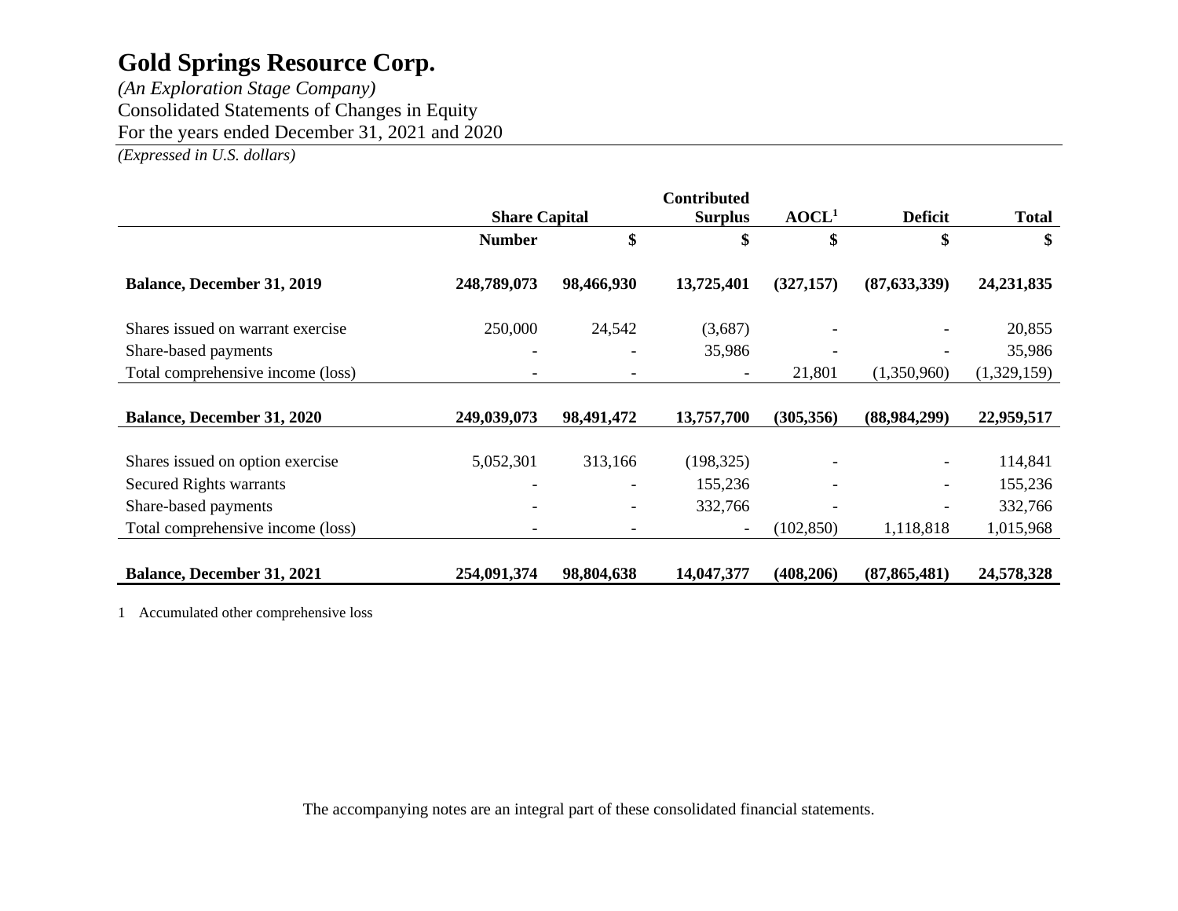# Gold Springs Resource Corp.

*(An Exploration Stage Company)*

Consolidated Statements of Changes in Equity

For the years ended December 31, 2021 and 2020

*(Expressed in U.S. dollars)*

| | Share Capital | | Contributed Surplus | AOCL[1] | Deficit | Total |
|---|---|---|---|---|---|---|
| | Number | $ | $ | $ | $ | $ |
| **Balance, December 31, 2019** | **248,789,073** | **98,466,930** | **13,725,401** | **(327,157)** | **(87,633,339)** | **24,231,835** |
| Shares issued on warrant exercise | 250,000 | 24,542 | (3,687) | - | - | 20,855 |
| Share-based payments | - | - | 35,986 | - | - | 35,986 |
| Total comprehensive income (loss) | - | - | - | 21,801 | (1,350,960) | (1,329,159) |
| **Balance, December 31, 2020** | **249,039,073** | **98,491,472** | **13,757,700** | **(305,356)** | **(88,984,299)** | **22,959,517** |
| Shares issued on option exercise | 5,052,301 | 313,166 | (198,325) | - | - | 114,841 |
| Secured Rights warrants | - | - | 155,236 | - | - | 155,236 |
| Share-based payments | - | - | 332,766 | - | - | 332,766 |
| Total comprehensive income (loss) | - | - | - | (102,850) | 1,118,818 | 1,015,968 |
| **Balance, December 31, 2021** | **254,091,374** | **98,804,638** | **14,047,377** | **(408,206)** | **(87,865,481)** | **24,578,328** |

1 Accumulated other comprehensive loss

The accompanying notes are an integral part of these consolidated financial statements.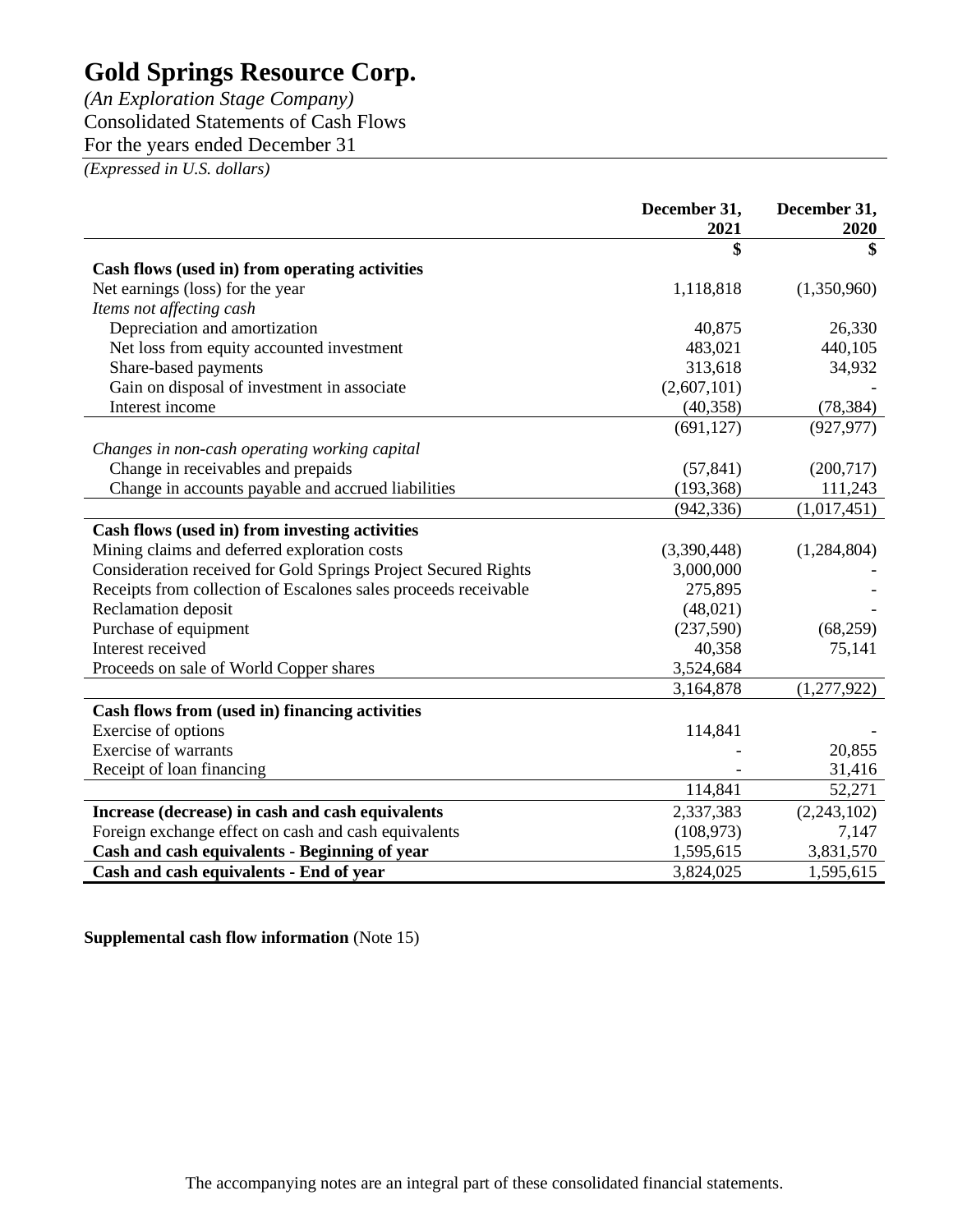# Gold Springs Resource Corp.

*(An Exploration Stage Company)*
Consolidated Statements of Cash Flows
For the years ended December 31
*(Expressed in U.S. dollars)*

| | December 31, 2021 | December 31, 2020 |
|---|---|---|
| | $ | $ |
| **Cash flows (used in) from operating activities** | | |
| Net earnings (loss) for the year | 1,118,818 | (1,350,960) |
| *Items not affecting cash* | | |
| Depreciation and amortization | 40,875 | 26,330 |
| Net loss from equity accounted investment | 483,021 | 440,105 |
| Share-based payments | 313,618 | 34,932 |
| Gain on disposal of investment in associate | (2,607,101) | - |
| Interest income | (40,358) | (78,384) |
| | (691,127) | (927,977) |
| *Changes in non-cash operating working capital* | | |
| Change in receivables and prepaids | (57,841) | (200,717) |
| Change in accounts payable and accrued liabilities | (193,368) | 111,243 |
| | (942,336) | (1,017,451) |
| **Cash flows (used in) from investing activities** | | |
| Mining claims and deferred exploration costs | (3,390,448) | (1,284,804) |
| Consideration received for Gold Springs Project Secured Rights | 3,000,000 | - |
| Receipts from collection of Escalones sales proceeds receivable | 275,895 | - |
| Reclamation deposit | (48,021) | - |
| Purchase of equipment | (237,590) | (68,259) |
| Interest received | 40,358 | 75,141 |
| Proceeds on sale of World Copper shares | 3,524,684 | |
| | 3,164,878 | (1,277,922) |
| **Cash flows from (used in) financing activities** | | |
| Exercise of options | 114,841 | - |
| Exercise of warrants | - | 20,855 |
| Receipt of loan financing | - | 31,416 |
| | 114,841 | 52,271 |
| **Increase (decrease) in cash and cash equivalents** | 2,337,383 | (2,243,102) |
| Foreign exchange effect on cash and cash equivalents | (108,973) | 7,147 |
| **Cash and cash equivalents - Beginning of year** | 1,595,615 | 3,831,570 |
| **Cash and cash equivalents - End of year** | 3,824,025 | 1,595,615 |

**Supplemental cash flow information** (Note 15)

The accompanying notes are an integral part of these consolidated financial statements.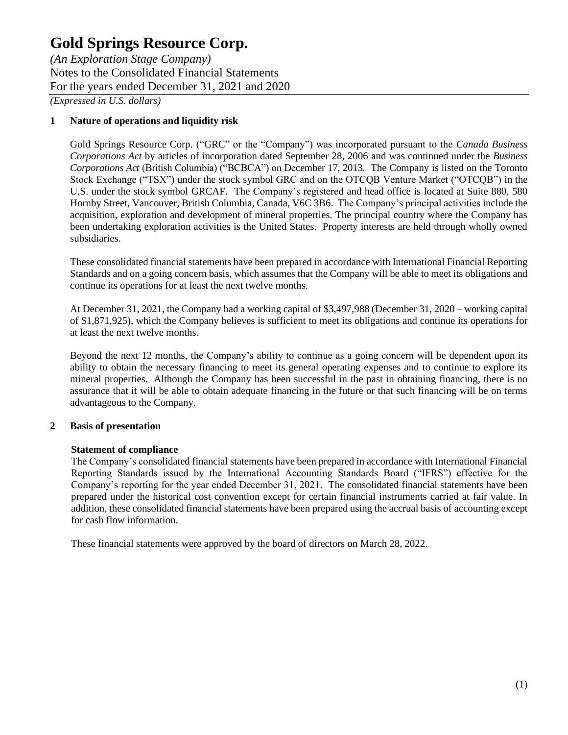# Gold Springs Resource Corp.

*(An Exploration Stage Company)*
Notes to the Consolidated Financial Statements
For the years ended December 31, 2021 and 2020
*(Expressed in U.S. dollars)*

## 1 Nature of operations and liquidity risk

Gold Springs Resource Corp. ("GRC" or the "Company") was incorporated pursuant to the *Canada Business Corporations Act* by articles of incorporation dated September 28, 2006 and was continued under the *Business Corporations Act* (British Columbia) ("BCBCA") on December 17, 2013. The Company is listed on the Toronto Stock Exchange ("TSX") under the stock symbol GRC and on the OTCQB Venture Market ("OTCQB") in the U.S. under the stock symbol GRCAF. The Company's registered and head office is located at Suite 880, 580 Hornby Street, Vancouver, British Columbia, Canada, V6C 3B6. The Company's principal activities include the acquisition, exploration and development of mineral properties. The principal country where the Company has been undertaking exploration activities is the United States. Property interests are held through wholly owned subsidiaries.

These consolidated financial statements have been prepared in accordance with International Financial Reporting Standards and on a going concern basis, which assumes that the Company will be able to meet its obligations and continue its operations for at least the next twelve months.

At December 31, 2021, the Company had a working capital of $3,497,988 (December 31, 2020 – working capital of $1,871,925), which the Company believes is sufficient to meet its obligations and continue its operations for at least the next twelve months.

Beyond the next 12 months, the Company's ability to continue as a going concern will be dependent upon its ability to obtain the necessary financing to meet its general operating expenses and to continue to explore its mineral properties. Although the Company has been successful in the past in obtaining financing, there is no assurance that it will be able to obtain adequate financing in the future or that such financing will be on terms advantageous to the Company.

## 2 Basis of presentation

### Statement of compliance

The Company's consolidated financial statements have been prepared in accordance with International Financial Reporting Standards issued by the International Accounting Standards Board ("IFRS") effective for the Company's reporting for the year ended December 31, 2021. The consolidated financial statements have been prepared under the historical cost convention except for certain financial instruments carried at fair value. In addition, these consolidated financial statements have been prepared using the accrual basis of accounting except for cash flow information.

These financial statements were approved by the board of directors on March 28, 2022.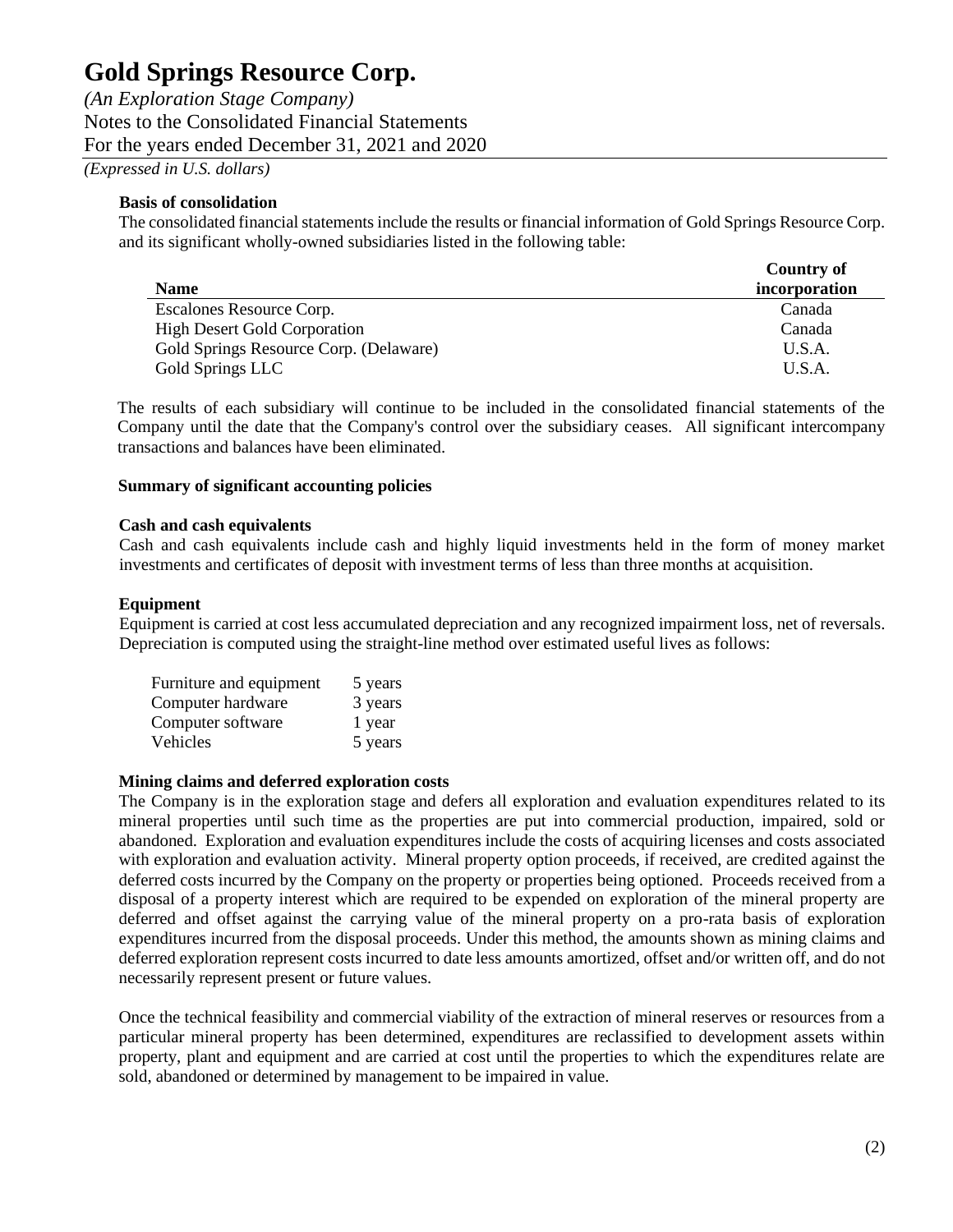### Basis of consolidation

The consolidated financial statements include the results or financial information of Gold Springs Resource Corp. and its significant wholly-owned subsidiaries listed in the following table:

| Name | Country of incorporation |
|---|---|
| Escalones Resource Corp. | Canada |
| High Desert Gold Corporation | Canada |
| Gold Springs Resource Corp. (Delaware) | U.S.A. |
| Gold Springs LLC | U.S.A. |

The results of each subsidiary will continue to be included in the consolidated financial statements of the Company until the date that the Company's control over the subsidiary ceases. All significant intercompany transactions and balances have been eliminated.

### Summary of significant accounting policies

#### Cash and cash equivalents

Cash and cash equivalents include cash and highly liquid investments held in the form of money market investments and certificates of deposit with investment terms of less than three months at acquisition.

#### Equipment

Equipment is carried at cost less accumulated depreciation and any recognized impairment loss, net of reversals. Depreciation is computed using the straight-line method over estimated useful lives as follows:

| | |
|---|---|
| Furniture and equipment | 5 years |
| Computer hardware | 3 years |
| Computer software | 1 year |
| Vehicles | 5 years |

#### Mining claims and deferred exploration costs

The Company is in the exploration stage and defers all exploration and evaluation expenditures related to its mineral properties until such time as the properties are put into commercial production, impaired, sold or abandoned. Exploration and evaluation expenditures include the costs of acquiring licenses and costs associated with exploration and evaluation activity. Mineral property option proceeds, if received, are credited against the deferred costs incurred by the Company on the property or properties being optioned. Proceeds received from a disposal of a property interest which are required to be expended on exploration of the mineral property are deferred and offset against the carrying value of the mineral property on a pro-rata basis of exploration expenditures incurred from the disposal proceeds. Under this method, the amounts shown as mining claims and deferred exploration represent costs incurred to date less amounts amortized, offset and/or written off, and do not necessarily represent present or future values.

Once the technical feasibility and commercial viability of the extraction of mineral reserves or resources from a particular mineral property has been determined, expenditures are reclassified to development assets within property, plant and equipment and are carried at cost until the properties to which the expenditures relate are sold, abandoned or determined by management to be impaired in value.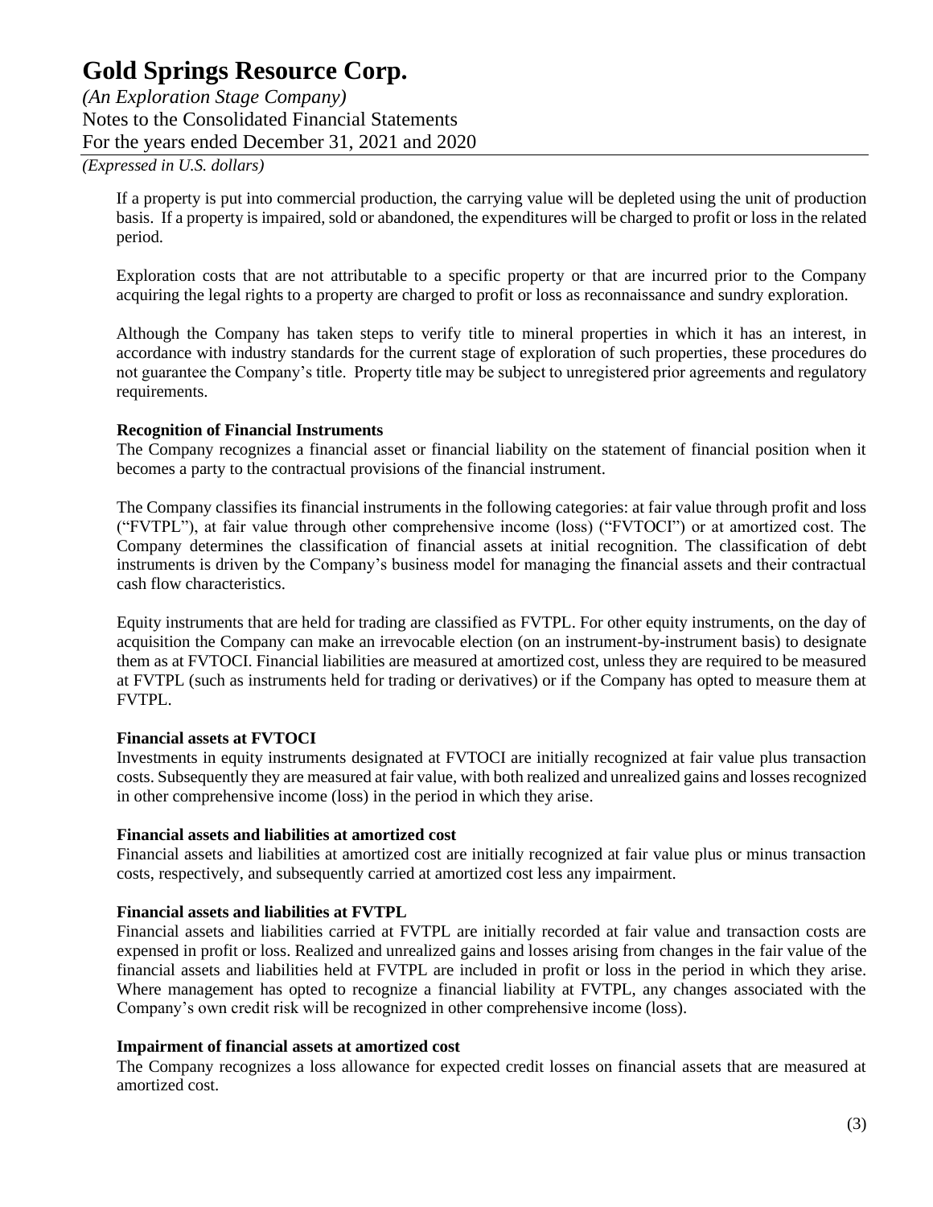If a property is put into commercial production, the carrying value will be depleted using the unit of production basis. If a property is impaired, sold or abandoned, the expenditures will be charged to profit or loss in the related period.

Exploration costs that are not attributable to a specific property or that are incurred prior to the Company acquiring the legal rights to a property are charged to profit or loss as reconnaissance and sundry exploration.

Although the Company has taken steps to verify title to mineral properties in which it has an interest, in accordance with industry standards for the current stage of exploration of such properties, these procedures do not guarantee the Company's title. Property title may be subject to unregistered prior agreements and regulatory requirements.

**Recognition of Financial Instruments**

The Company recognizes a financial asset or financial liability on the statement of financial position when it becomes a party to the contractual provisions of the financial instrument.

The Company classifies its financial instruments in the following categories: at fair value through profit and loss ("FVTPL"), at fair value through other comprehensive income (loss) ("FVTOCI") or at amortized cost. The Company determines the classification of financial assets at initial recognition. The classification of debt instruments is driven by the Company's business model for managing the financial assets and their contractual cash flow characteristics.

Equity instruments that are held for trading are classified as FVTPL. For other equity instruments, on the day of acquisition the Company can make an irrevocable election (on an instrument-by-instrument basis) to designate them as at FVTOCI. Financial liabilities are measured at amortized cost, unless they are required to be measured at FVTPL (such as instruments held for trading or derivatives) or if the Company has opted to measure them at FVTPL.

**Financial assets at FVTOCI**

Investments in equity instruments designated at FVTOCI are initially recognized at fair value plus transaction costs. Subsequently they are measured at fair value, with both realized and unrealized gains and losses recognized in other comprehensive income (loss) in the period in which they arise.

**Financial assets and liabilities at amortized cost**

Financial assets and liabilities at amortized cost are initially recognized at fair value plus or minus transaction costs, respectively, and subsequently carried at amortized cost less any impairment.

**Financial assets and liabilities at FVTPL**

Financial assets and liabilities carried at FVTPL are initially recorded at fair value and transaction costs are expensed in profit or loss. Realized and unrealized gains and losses arising from changes in the fair value of the financial assets and liabilities held at FVTPL are included in profit or loss in the period in which they arise. Where management has opted to recognize a financial liability at FVTPL, any changes associated with the Company's own credit risk will be recognized in other comprehensive income (loss).

**Impairment of financial assets at amortized cost**

The Company recognizes a loss allowance for expected credit losses on financial assets that are measured at amortized cost.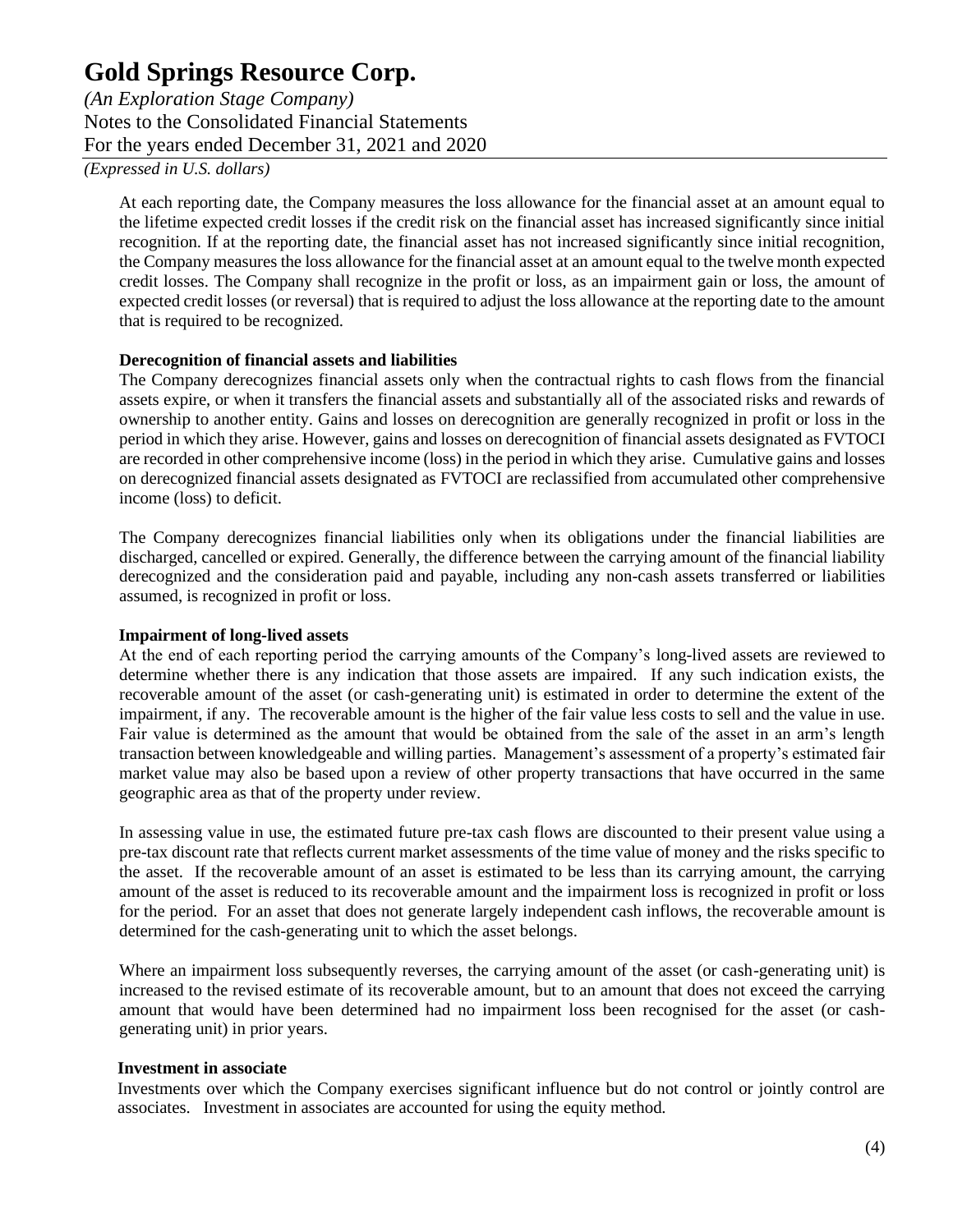At each reporting date, the Company measures the loss allowance for the financial asset at an amount equal to the lifetime expected credit losses if the credit risk on the financial asset has increased significantly since initial recognition. If at the reporting date, the financial asset has not increased significantly since initial recognition, the Company measures the loss allowance for the financial asset at an amount equal to the twelve month expected credit losses. The Company shall recognize in the profit or loss, as an impairment gain or loss, the amount of expected credit losses (or reversal) that is required to adjust the loss allowance at the reporting date to the amount that is required to be recognized.

**Derecognition of financial assets and liabilities**

The Company derecognizes financial assets only when the contractual rights to cash flows from the financial assets expire, or when it transfers the financial assets and substantially all of the associated risks and rewards of ownership to another entity. Gains and losses on derecognition are generally recognized in profit or loss in the period in which they arise. However, gains and losses on derecognition of financial assets designated as FVTOCI are recorded in other comprehensive income (loss) in the period in which they arise. Cumulative gains and losses on derecognized financial assets designated as FVTOCI are reclassified from accumulated other comprehensive income (loss) to deficit.

The Company derecognizes financial liabilities only when its obligations under the financial liabilities are discharged, cancelled or expired. Generally, the difference between the carrying amount of the financial liability derecognized and the consideration paid and payable, including any non-cash assets transferred or liabilities assumed, is recognized in profit or loss.

**Impairment of long-lived assets**

At the end of each reporting period the carrying amounts of the Company's long-lived assets are reviewed to determine whether there is any indication that those assets are impaired. If any such indication exists, the recoverable amount of the asset (or cash-generating unit) is estimated in order to determine the extent of the impairment, if any. The recoverable amount is the higher of the fair value less costs to sell and the value in use. Fair value is determined as the amount that would be obtained from the sale of the asset in an arm's length transaction between knowledgeable and willing parties. Management's assessment of a property's estimated fair market value may also be based upon a review of other property transactions that have occurred in the same geographic area as that of the property under review.

In assessing value in use, the estimated future pre-tax cash flows are discounted to their present value using a pre-tax discount rate that reflects current market assessments of the time value of money and the risks specific to the asset. If the recoverable amount of an asset is estimated to be less than its carrying amount, the carrying amount of the asset is reduced to its recoverable amount and the impairment loss is recognized in profit or loss for the period. For an asset that does not generate largely independent cash inflows, the recoverable amount is determined for the cash-generating unit to which the asset belongs.

Where an impairment loss subsequently reverses, the carrying amount of the asset (or cash-generating unit) is increased to the revised estimate of its recoverable amount, but to an amount that does not exceed the carrying amount that would have been determined had no impairment loss been recognised for the asset (or cash-generating unit) in prior years.

**Investment in associate**

Investments over which the Company exercises significant influence but do not control or jointly control are associates. Investment in associates are accounted for using the equity method.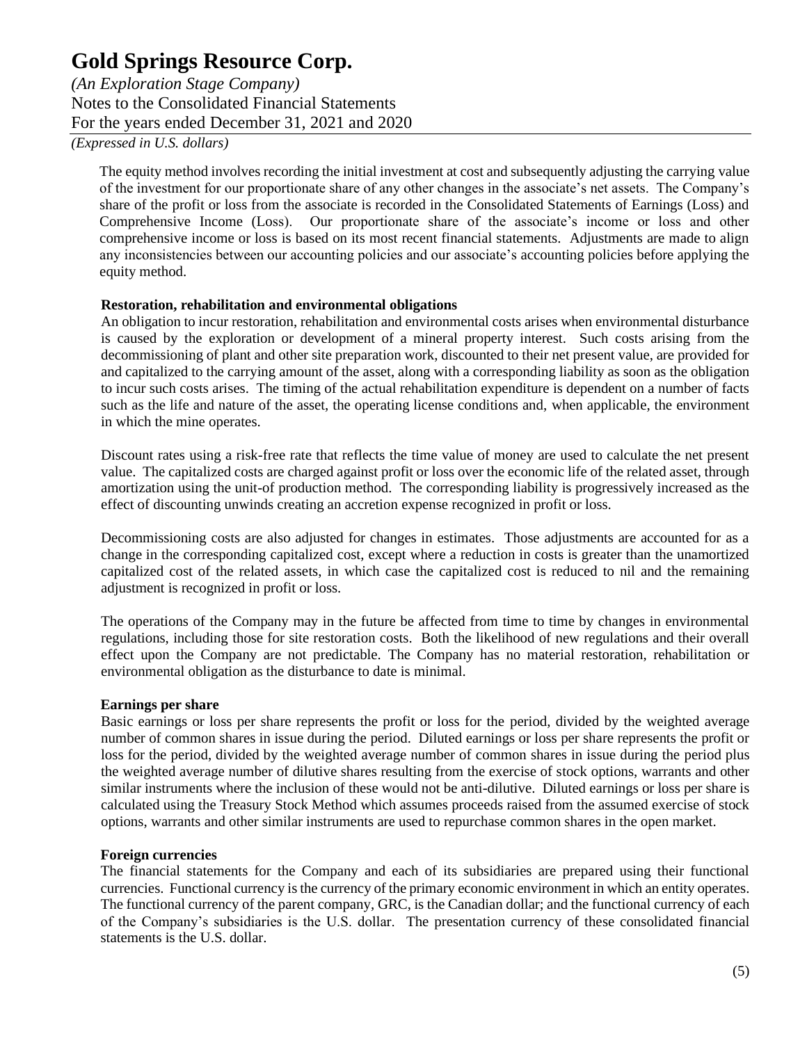The equity method involves recording the initial investment at cost and subsequently adjusting the carrying value of the investment for our proportionate share of any other changes in the associate's net assets. The Company's share of the profit or loss from the associate is recorded in the Consolidated Statements of Earnings (Loss) and Comprehensive Income (Loss). Our proportionate share of the associate's income or loss and other comprehensive income or loss is based on its most recent financial statements. Adjustments are made to align any inconsistencies between our accounting policies and our associate's accounting policies before applying the equity method.

**Restoration, rehabilitation and environmental obligations**

An obligation to incur restoration, rehabilitation and environmental costs arises when environmental disturbance is caused by the exploration or development of a mineral property interest. Such costs arising from the decommissioning of plant and other site preparation work, discounted to their net present value, are provided for and capitalized to the carrying amount of the asset, along with a corresponding liability as soon as the obligation to incur such costs arises. The timing of the actual rehabilitation expenditure is dependent on a number of facts such as the life and nature of the asset, the operating license conditions and, when applicable, the environment in which the mine operates.

Discount rates using a risk-free rate that reflects the time value of money are used to calculate the net present value. The capitalized costs are charged against profit or loss over the economic life of the related asset, through amortization using the unit-of production method. The corresponding liability is progressively increased as the effect of discounting unwinds creating an accretion expense recognized in profit or loss.

Decommissioning costs are also adjusted for changes in estimates. Those adjustments are accounted for as a change in the corresponding capitalized cost, except where a reduction in costs is greater than the unamortized capitalized cost of the related assets, in which case the capitalized cost is reduced to nil and the remaining adjustment is recognized in profit or loss.

The operations of the Company may in the future be affected from time to time by changes in environmental regulations, including those for site restoration costs. Both the likelihood of new regulations and their overall effect upon the Company are not predictable. The Company has no material restoration, rehabilitation or environmental obligation as the disturbance to date is minimal.

**Earnings per share**

Basic earnings or loss per share represents the profit or loss for the period, divided by the weighted average number of common shares in issue during the period. Diluted earnings or loss per share represents the profit or loss for the period, divided by the weighted average number of common shares in issue during the period plus the weighted average number of dilutive shares resulting from the exercise of stock options, warrants and other similar instruments where the inclusion of these would not be anti-dilutive. Diluted earnings or loss per share is calculated using the Treasury Stock Method which assumes proceeds raised from the assumed exercise of stock options, warrants and other similar instruments are used to repurchase common shares in the open market.

**Foreign currencies**

The financial statements for the Company and each of its subsidiaries are prepared using their functional currencies. Functional currency is the currency of the primary economic environment in which an entity operates. The functional currency of the parent company, GRC, is the Canadian dollar; and the functional currency of each of the Company's subsidiaries is the U.S. dollar. The presentation currency of these consolidated financial statements is the U.S. dollar.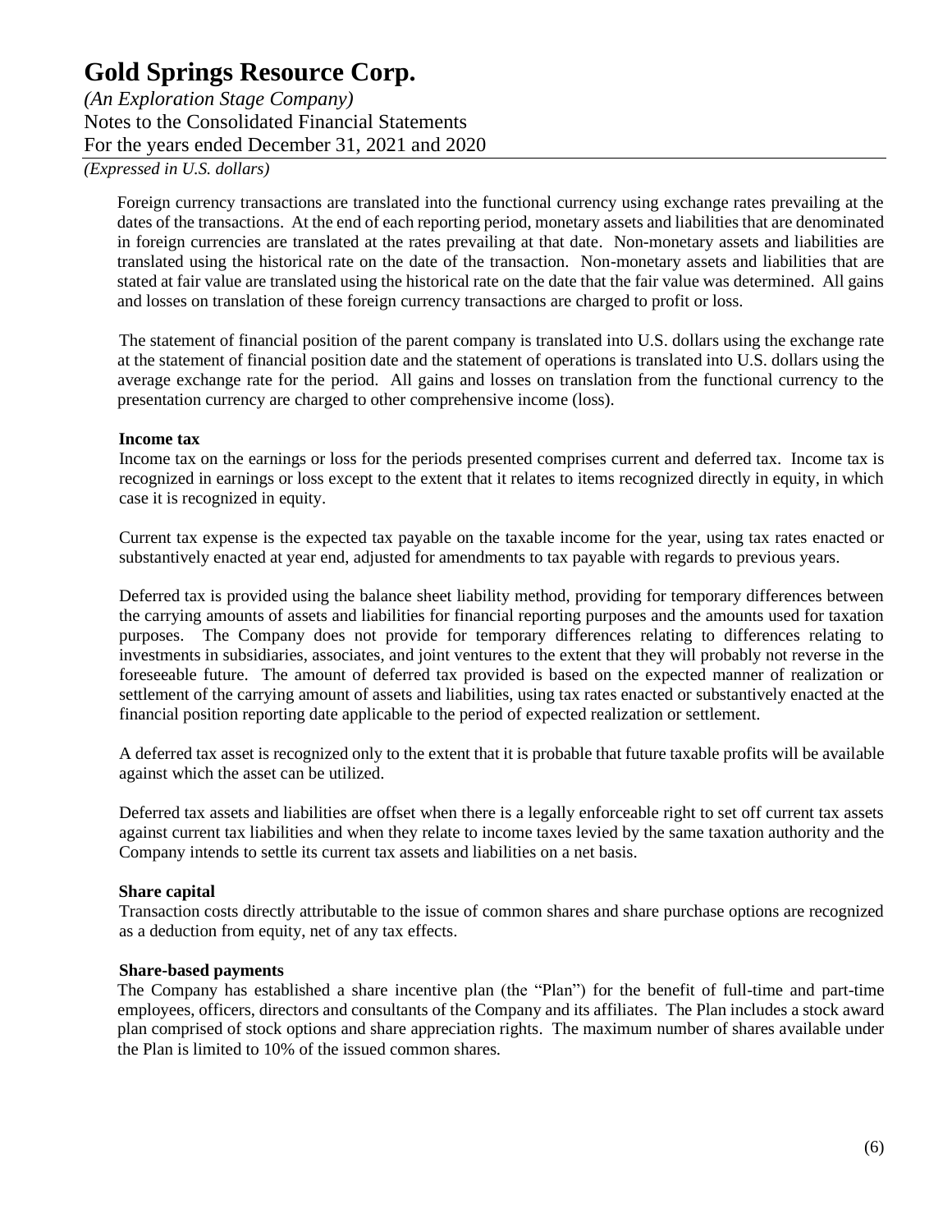Foreign currency transactions are translated into the functional currency using exchange rates prevailing at the dates of the transactions. At the end of each reporting period, monetary assets and liabilities that are denominated in foreign currencies are translated at the rates prevailing at that date. Non-monetary assets and liabilities are translated using the historical rate on the date of the transaction. Non-monetary assets and liabilities that are stated at fair value are translated using the historical rate on the date that the fair value was determined. All gains and losses on translation of these foreign currency transactions are charged to profit or loss.

The statement of financial position of the parent company is translated into U.S. dollars using the exchange rate at the statement of financial position date and the statement of operations is translated into U.S. dollars using the average exchange rate for the period. All gains and losses on translation from the functional currency to the presentation currency are charged to other comprehensive income (loss).

**Income tax**

Income tax on the earnings or loss for the periods presented comprises current and deferred tax. Income tax is recognized in earnings or loss except to the extent that it relates to items recognized directly in equity, in which case it is recognized in equity.

Current tax expense is the expected tax payable on the taxable income for the year, using tax rates enacted or substantively enacted at year end, adjusted for amendments to tax payable with regards to previous years.

Deferred tax is provided using the balance sheet liability method, providing for temporary differences between the carrying amounts of assets and liabilities for financial reporting purposes and the amounts used for taxation purposes. The Company does not provide for temporary differences relating to differences relating to investments in subsidiaries, associates, and joint ventures to the extent that they will probably not reverse in the foreseeable future. The amount of deferred tax provided is based on the expected manner of realization or settlement of the carrying amount of assets and liabilities, using tax rates enacted or substantively enacted at the financial position reporting date applicable to the period of expected realization or settlement.

A deferred tax asset is recognized only to the extent that it is probable that future taxable profits will be available against which the asset can be utilized.

Deferred tax assets and liabilities are offset when there is a legally enforceable right to set off current tax assets against current tax liabilities and when they relate to income taxes levied by the same taxation authority and the Company intends to settle its current tax assets and liabilities on a net basis.

**Share capital**

Transaction costs directly attributable to the issue of common shares and share purchase options are recognized as a deduction from equity, net of any tax effects.

**Share-based payments**

The Company has established a share incentive plan (the "Plan") for the benefit of full-time and part-time employees, officers, directors and consultants of the Company and its affiliates. The Plan includes a stock award plan comprised of stock options and share appreciation rights. The maximum number of shares available under the Plan is limited to 10% of the issued common shares.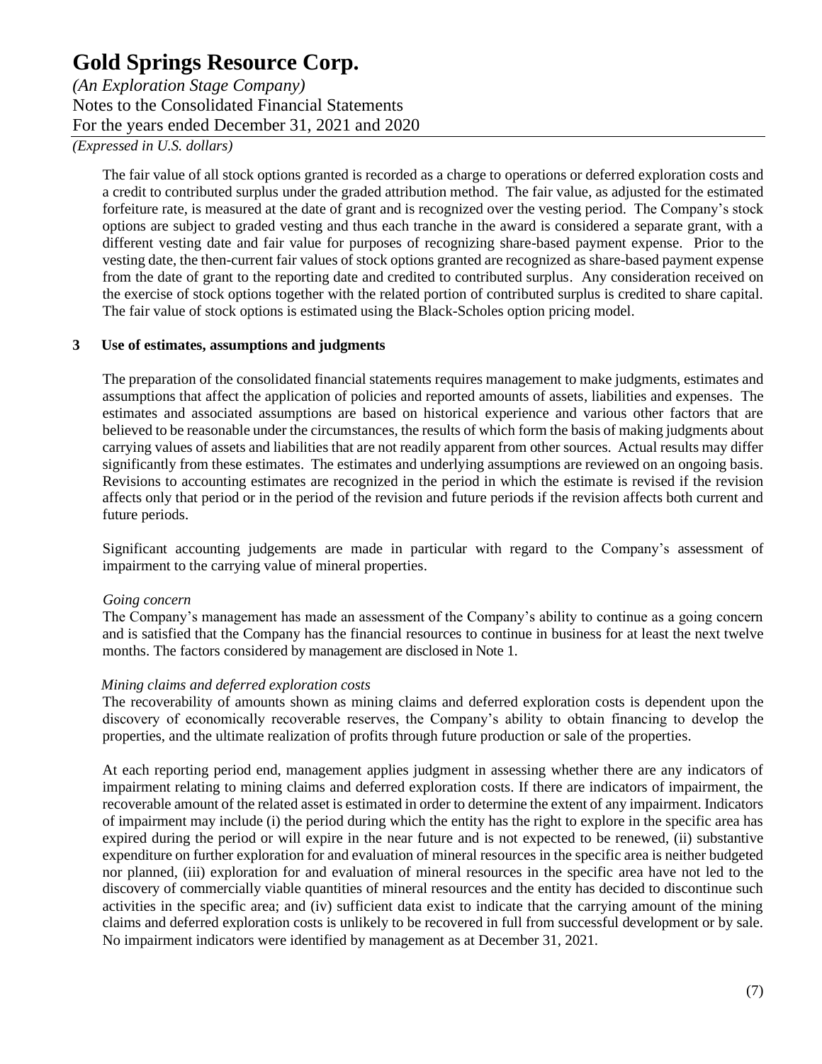The fair value of all stock options granted is recorded as a charge to operations or deferred exploration costs and a credit to contributed surplus under the graded attribution method. The fair value, as adjusted for the estimated forfeiture rate, is measured at the date of grant and is recognized over the vesting period. The Company's stock options are subject to graded vesting and thus each tranche in the award is considered a separate grant, with a different vesting date and fair value for purposes of recognizing share-based payment expense. Prior to the vesting date, the then-current fair values of stock options granted are recognized as share-based payment expense from the date of grant to the reporting date and credited to contributed surplus. Any consideration received on the exercise of stock options together with the related portion of contributed surplus is credited to share capital. The fair value of stock options is estimated using the Black-Scholes option pricing model.

## 3 Use of estimates, assumptions and judgments

The preparation of the consolidated financial statements requires management to make judgments, estimates and assumptions that affect the application of policies and reported amounts of assets, liabilities and expenses. The estimates and associated assumptions are based on historical experience and various other factors that are believed to be reasonable under the circumstances, the results of which form the basis of making judgments about carrying values of assets and liabilities that are not readily apparent from other sources. Actual results may differ significantly from these estimates. The estimates and underlying assumptions are reviewed on an ongoing basis. Revisions to accounting estimates are recognized in the period in which the estimate is revised if the revision affects only that period or in the period of the revision and future periods if the revision affects both current and future periods.

Significant accounting judgements are made in particular with regard to the Company's assessment of impairment to the carrying value of mineral properties.

*Going concern*

The Company's management has made an assessment of the Company's ability to continue as a going concern and is satisfied that the Company has the financial resources to continue in business for at least the next twelve months. The factors considered by management are disclosed in Note 1.

*Mining claims and deferred exploration costs*

The recoverability of amounts shown as mining claims and deferred exploration costs is dependent upon the discovery of economically recoverable reserves, the Company's ability to obtain financing to develop the properties, and the ultimate realization of profits through future production or sale of the properties.

At each reporting period end, management applies judgment in assessing whether there are any indicators of impairment relating to mining claims and deferred exploration costs. If there are indicators of impairment, the recoverable amount of the related asset is estimated in order to determine the extent of any impairment. Indicators of impairment may include (i) the period during which the entity has the right to explore in the specific area has expired during the period or will expire in the near future and is not expected to be renewed, (ii) substantive expenditure on further exploration for and evaluation of mineral resources in the specific area is neither budgeted nor planned, (iii) exploration for and evaluation of mineral resources in the specific area have not led to the discovery of commercially viable quantities of mineral resources and the entity has decided to discontinue such activities in the specific area; and (iv) sufficient data exist to indicate that the carrying amount of the mining claims and deferred exploration costs is unlikely to be recovered in full from successful development or by sale. No impairment indicators were identified by management as at December 31, 2021.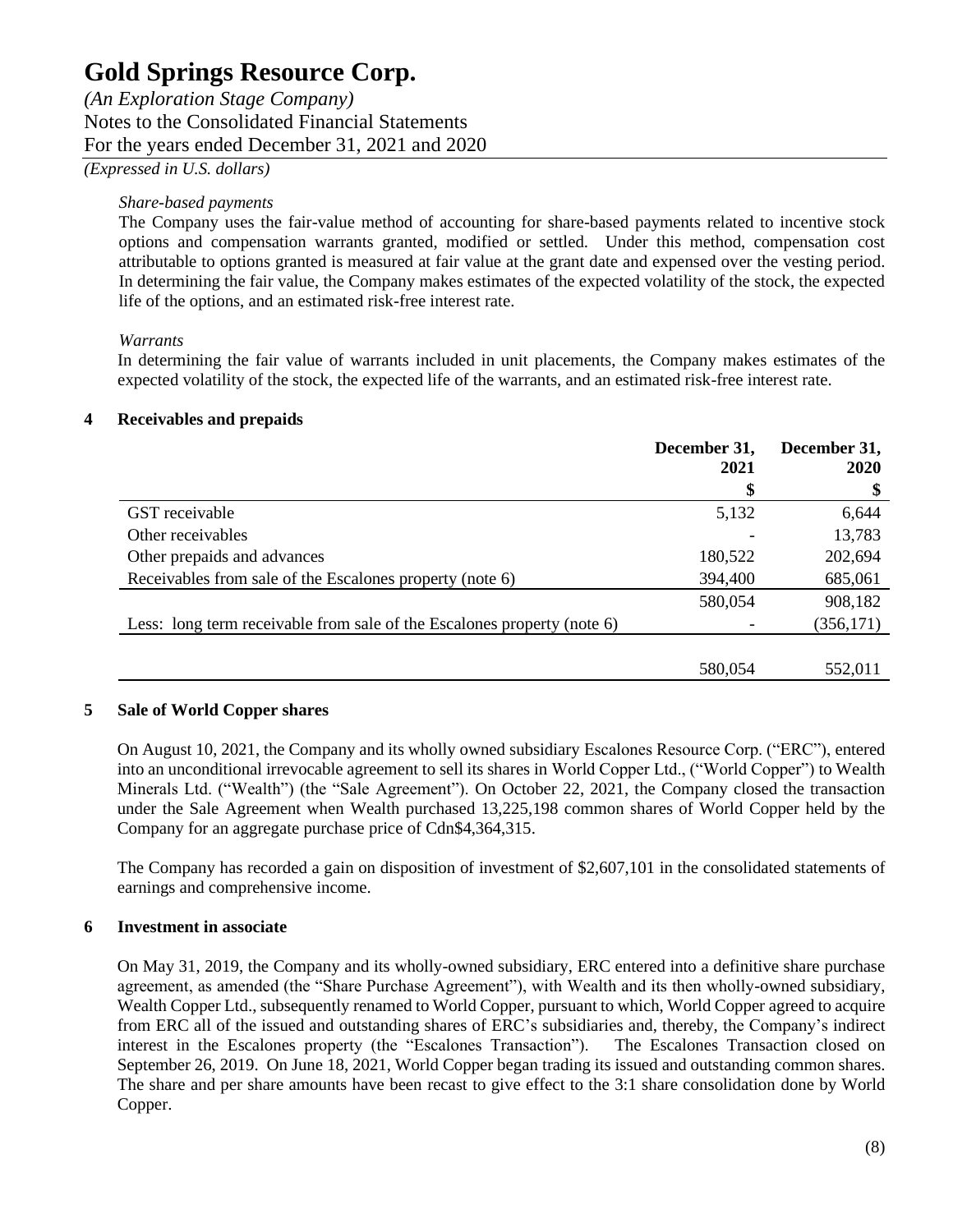*Share-based payments*

The Company uses the fair-value method of accounting for share-based payments related to incentive stock options and compensation warrants granted, modified or settled. Under this method, compensation cost attributable to options granted is measured at fair value at the grant date and expensed over the vesting period. In determining the fair value, the Company makes estimates of the expected volatility of the stock, the expected life of the options, and an estimated risk-free interest rate.

*Warrants*

In determining the fair value of warrants included in unit placements, the Company makes estimates of the expected volatility of the stock, the expected life of the warrants, and an estimated risk-free interest rate.

## 4 Receivables and prepaids

| | December 31, 2021 | December 31, 2020 |
|---|---|---|
| | $ | $ |
| GST receivable | 5,132 | 6,644 |
| Other receivables | - | 13,783 |
| Other prepaids and advances | 180,522 | 202,694 |
| Receivables from sale of the Escalones property (note 6) | 394,400 | 685,061 |
| | 580,054 | 908,182 |
| Less: long term receivable from sale of the Escalones property (note 6) | - | (356,171) |
| | 580,054 | 552,011 |

## 5 Sale of World Copper shares

On August 10, 2021, the Company and its wholly owned subsidiary Escalones Resource Corp. ("ERC"), entered into an unconditional irrevocable agreement to sell its shares in World Copper Ltd., ("World Copper") to Wealth Minerals Ltd. ("Wealth") (the "Sale Agreement"). On October 22, 2021, the Company closed the transaction under the Sale Agreement when Wealth purchased 13,225,198 common shares of World Copper held by the Company for an aggregate purchase price of Cdn$4,364,315.

The Company has recorded a gain on disposition of investment of $2,607,101 in the consolidated statements of earnings and comprehensive income.

## 6 Investment in associate

On May 31, 2019, the Company and its wholly-owned subsidiary, ERC entered into a definitive share purchase agreement, as amended (the "Share Purchase Agreement"), with Wealth and its then wholly-owned subsidiary, Wealth Copper Ltd., subsequently renamed to World Copper, pursuant to which, World Copper agreed to acquire from ERC all of the issued and outstanding shares of ERC's subsidiaries and, thereby, the Company's indirect interest in the Escalones property (the "Escalones Transaction"). The Escalones Transaction closed on September 26, 2019. On June 18, 2021, World Copper began trading its issued and outstanding common shares. The share and per share amounts have been recast to give effect to the 3:1 share consolidation done by World Copper.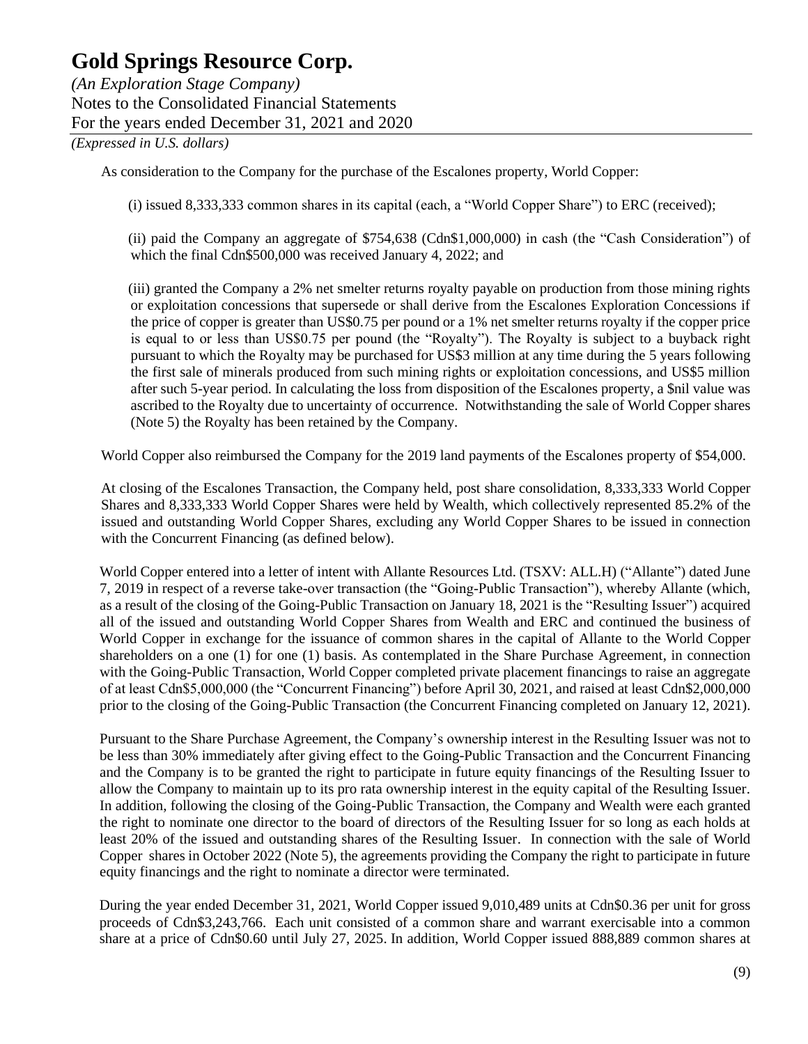As consideration to the Company for the purchase of the Escalones property, World Copper:

(i) issued 8,333,333 common shares in its capital (each, a "World Copper Share") to ERC (received);

(ii) paid the Company an aggregate of $754,638 (Cdn$1,000,000) in cash (the "Cash Consideration") of which the final Cdn$500,000 was received January 4, 2022; and

(iii) granted the Company a 2% net smelter returns royalty payable on production from those mining rights or exploitation concessions that supersede or shall derive from the Escalones Exploration Concessions if the price of copper is greater than US$0.75 per pound or a 1% net smelter returns royalty if the copper price is equal to or less than US$0.75 per pound (the "Royalty"). The Royalty is subject to a buyback right pursuant to which the Royalty may be purchased for US$3 million at any time during the 5 years following the first sale of minerals produced from such mining rights or exploitation concessions, and US$5 million after such 5-year period. In calculating the loss from disposition of the Escalones property, a $nil value was ascribed to the Royalty due to uncertainty of occurrence. Notwithstanding the sale of World Copper shares (Note 5) the Royalty has been retained by the Company.

World Copper also reimbursed the Company for the 2019 land payments of the Escalones property of $54,000.

At closing of the Escalones Transaction, the Company held, post share consolidation, 8,333,333 World Copper Shares and 8,333,333 World Copper Shares were held by Wealth, which collectively represented 85.2% of the issued and outstanding World Copper Shares, excluding any World Copper Shares to be issued in connection with the Concurrent Financing (as defined below).

World Copper entered into a letter of intent with Allante Resources Ltd. (TSXV: ALL.H) ("Allante") dated June 7, 2019 in respect of a reverse take-over transaction (the "Going-Public Transaction"), whereby Allante (which, as a result of the closing of the Going-Public Transaction on January 18, 2021 is the "Resulting Issuer") acquired all of the issued and outstanding World Copper Shares from Wealth and ERC and continued the business of World Copper in exchange for the issuance of common shares in the capital of Allante to the World Copper shareholders on a one (1) for one (1) basis. As contemplated in the Share Purchase Agreement, in connection with the Going-Public Transaction, World Copper completed private placement financings to raise an aggregate of at least Cdn$5,000,000 (the "Concurrent Financing") before April 30, 2021, and raised at least Cdn$2,000,000 prior to the closing of the Going-Public Transaction (the Concurrent Financing completed on January 12, 2021).

Pursuant to the Share Purchase Agreement, the Company's ownership interest in the Resulting Issuer was not to be less than 30% immediately after giving effect to the Going-Public Transaction and the Concurrent Financing and the Company is to be granted the right to participate in future equity financings of the Resulting Issuer to allow the Company to maintain up to its pro rata ownership interest in the equity capital of the Resulting Issuer. In addition, following the closing of the Going-Public Transaction, the Company and Wealth were each granted the right to nominate one director to the board of directors of the Resulting Issuer for so long as each holds at least 20% of the issued and outstanding shares of the Resulting Issuer. In connection with the sale of World Copper shares in October 2022 (Note 5), the agreements providing the Company the right to participate in future equity financings and the right to nominate a director were terminated.

During the year ended December 31, 2021, World Copper issued 9,010,489 units at Cdn$0.36 per unit for gross proceeds of Cdn$3,243,766. Each unit consisted of a common share and warrant exercisable into a common share at a price of Cdn$0.60 until July 27, 2025. In addition, World Copper issued 888,889 common shares at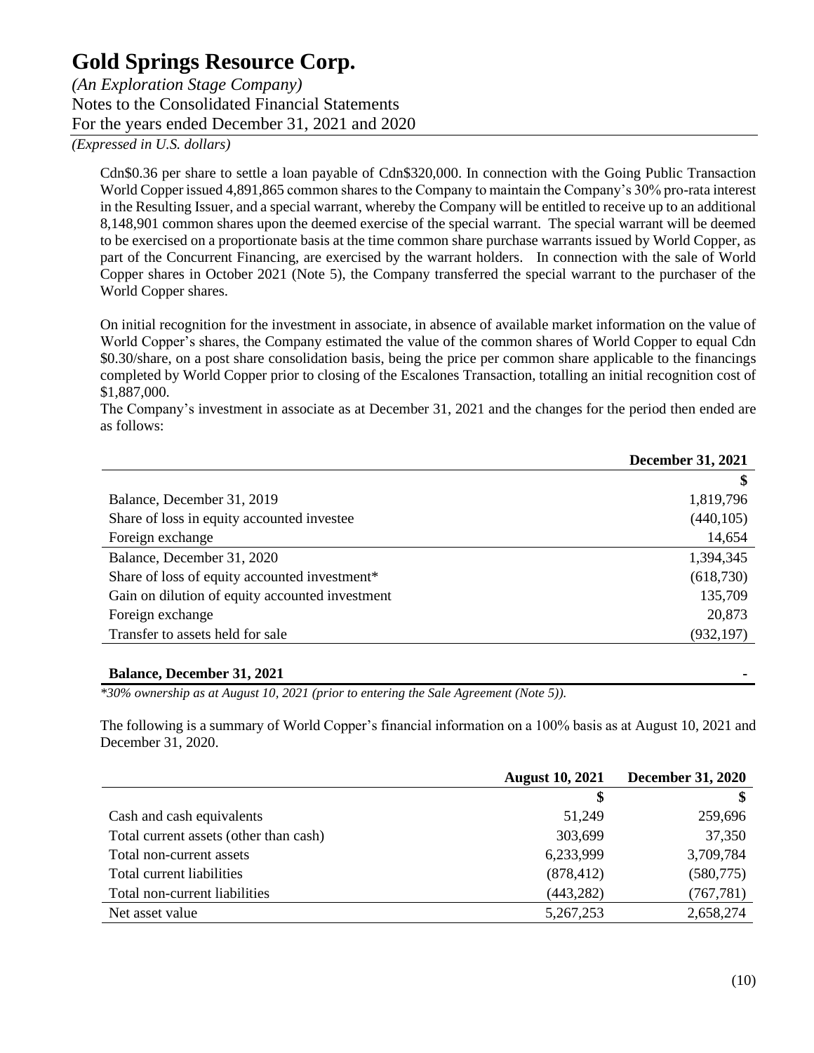Cdn$0.36 per share to settle a loan payable of Cdn$320,000. In connection with the Going Public Transaction World Copper issued 4,891,865 common shares to the Company to maintain the Company's 30% pro-rata interest in the Resulting Issuer, and a special warrant, whereby the Company will be entitled to receive up to an additional 8,148,901 common shares upon the deemed exercise of the special warrant. The special warrant will be deemed to be exercised on a proportionate basis at the time common share purchase warrants issued by World Copper, as part of the Concurrent Financing, are exercised by the warrant holders. In connection with the sale of World Copper shares in October 2021 (Note 5), the Company transferred the special warrant to the purchaser of the World Copper shares.

On initial recognition for the investment in associate, in absence of available market information on the value of World Copper's shares, the Company estimated the value of the common shares of World Copper to equal Cdn $0.30/share, on a post share consolidation basis, being the price per common share applicable to the financings completed by World Copper prior to closing of the Escalones Transaction, totalling an initial recognition cost of $1,887,000.

The Company's investment in associate as at December 31, 2021 and the changes for the period then ended are as follows:

| | December 31, 2021 |
|---|---|
| | $ |
| Balance, December 31, 2019 | 1,819,796 |
| Share of loss in equity accounted investee | (440,105) |
| Foreign exchange | 14,654 |
| Balance, December 31, 2020 | 1,394,345 |
| Share of loss of equity accounted investment* | (618,730) |
| Gain on dilution of equity accounted investment | 135,709 |
| Foreign exchange | 20,873 |
| Transfer to assets held for sale | (932,197) |
| **Balance, December 31, 2021** | - |

*\*30% ownership as at August 10, 2021 (prior to entering the Sale Agreement (Note 5)).*

The following is a summary of World Copper's financial information on a 100% basis as at August 10, 2021 and December 31, 2020.

| | August 10, 2021 | December 31, 2020 |
|---|---|---|
| | $ | $ |
| Cash and cash equivalents | 51,249 | 259,696 |
| Total current assets (other than cash) | 303,699 | 37,350 |
| Total non-current assets | 6,233,999 | 3,709,784 |
| Total current liabilities | (878,412) | (580,775) |
| Total non-current liabilities | (443,282) | (767,781) |
| Net asset value | 5,267,253 | 2,658,274 |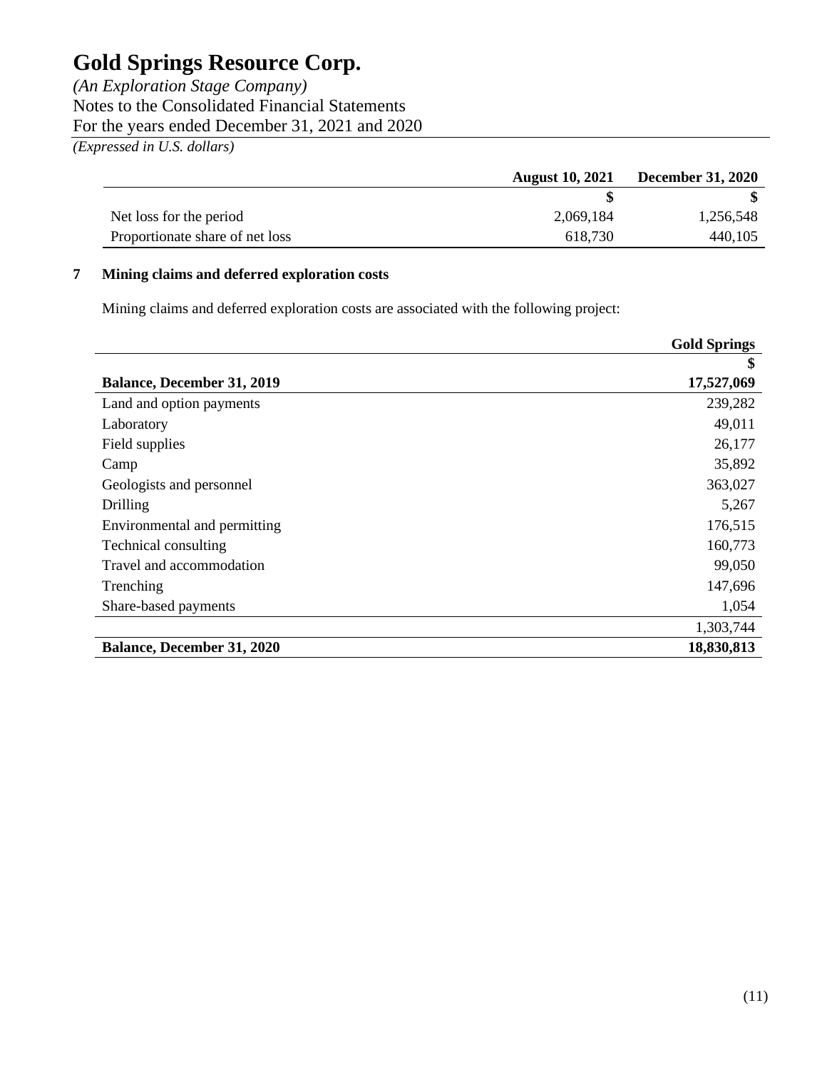| | August 10, 2021 | December 31, 2020 |
|---|---|---|
| | $ | $ |
| Net loss for the period | 2,069,184 | 1,256,548 |
| Proportionate share of net loss | 618,730 | 440,105 |

## 7 Mining claims and deferred exploration costs

Mining claims and deferred exploration costs are associated with the following project:

| | Gold Springs |
|---|---|
| | $ |
| **Balance, December 31, 2019** | **17,527,069** |
| Land and option payments | 239,282 |
| Laboratory | 49,011 |
| Field supplies | 26,177 |
| Camp | 35,892 |
| Geologists and personnel | 363,027 |
| Drilling | 5,267 |
| Environmental and permitting | 176,515 |
| Technical consulting | 160,773 |
| Travel and accommodation | 99,050 |
| Trenching | 147,696 |
| Share-based payments | 1,054 |
| | 1,303,744 |
| **Balance, December 31, 2020** | **18,830,813** |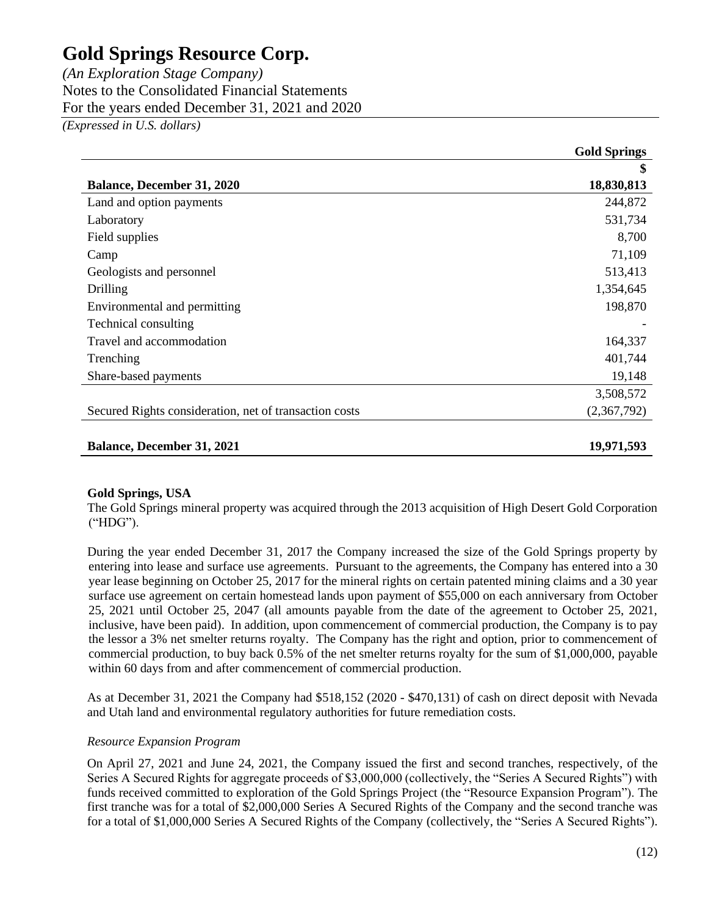| | Gold Springs |
|---|---|
| | $ |
| **Balance, December 31, 2020** | **18,830,813** |
| Land and option payments | 244,872 |
| Laboratory | 531,734 |
| Field supplies | 8,700 |
| Camp | 71,109 |
| Geologists and personnel | 513,413 |
| Drilling | 1,354,645 |
| Environmental and permitting | 198,870 |
| Technical consulting | - |
| Travel and accommodation | 164,337 |
| Trenching | 401,744 |
| Share-based payments | 19,148 |
| | 3,508,572 |
| Secured Rights consideration, net of transaction costs | (2,367,792) |
| **Balance, December 31, 2021** | **19,971,593** |

**Gold Springs, USA**

The Gold Springs mineral property was acquired through the 2013 acquisition of High Desert Gold Corporation ("HDG").

During the year ended December 31, 2017 the Company increased the size of the Gold Springs property by entering into lease and surface use agreements. Pursuant to the agreements, the Company has entered into a 30 year lease beginning on October 25, 2017 for the mineral rights on certain patented mining claims and a 30 year surface use agreement on certain homestead lands upon payment of $55,000 on each anniversary from October 25, 2021 until October 25, 2047 (all amounts payable from the date of the agreement to October 25, 2021, inclusive, have been paid). In addition, upon commencement of commercial production, the Company is to pay the lessor a 3% net smelter returns royalty. The Company has the right and option, prior to commencement of commercial production, to buy back 0.5% of the net smelter returns royalty for the sum of $1,000,000, payable within 60 days from and after commencement of commercial production.

As at December 31, 2021 the Company had $518,152 (2020 - $470,131) of cash on direct deposit with Nevada and Utah land and environmental regulatory authorities for future remediation costs.

*Resource Expansion Program*

On April 27, 2021 and June 24, 2021, the Company issued the first and second tranches, respectively, of the Series A Secured Rights for aggregate proceeds of $3,000,000 (collectively, the "Series A Secured Rights") with funds received committed to exploration of the Gold Springs Project (the "Resource Expansion Program"). The first tranche was for a total of $2,000,000 Series A Secured Rights of the Company and the second tranche was for a total of $1,000,000 Series A Secured Rights of the Company (collectively, the "Series A Secured Rights").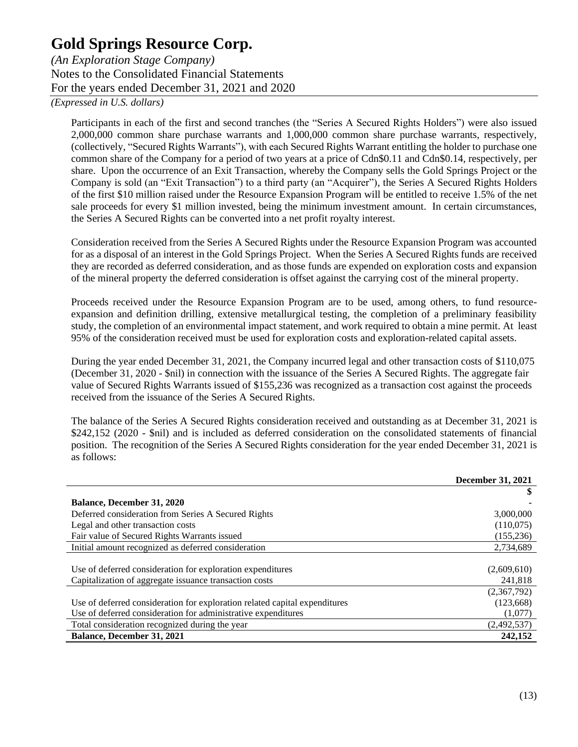Participants in each of the first and second tranches (the "Series A Secured Rights Holders") were also issued 2,000,000 common share purchase warrants and 1,000,000 common share purchase warrants, respectively, (collectively, "Secured Rights Warrants"), with each Secured Rights Warrant entitling the holder to purchase one common share of the Company for a period of two years at a price of Cdn$0.11 and Cdn$0.14, respectively, per share. Upon the occurrence of an Exit Transaction, whereby the Company sells the Gold Springs Project or the Company is sold (an "Exit Transaction") to a third party (an "Acquirer"), the Series A Secured Rights Holders of the first $10 million raised under the Resource Expansion Program will be entitled to receive 1.5% of the net sale proceeds for every $1 million invested, being the minimum investment amount. In certain circumstances, the Series A Secured Rights can be converted into a net profit royalty interest.

Consideration received from the Series A Secured Rights under the Resource Expansion Program was accounted for as a disposal of an interest in the Gold Springs Project. When the Series A Secured Rights funds are received they are recorded as deferred consideration, and as those funds are expended on exploration costs and expansion of the mineral property the deferred consideration is offset against the carrying cost of the mineral property.

Proceeds received under the Resource Expansion Program are to be used, among others, to fund resource-expansion and definition drilling, extensive metallurgical testing, the completion of a preliminary feasibility study, the completion of an environmental impact statement, and work required to obtain a mine permit. At least 95% of the consideration received must be used for exploration costs and exploration-related capital assets.

During the year ended December 31, 2021, the Company incurred legal and other transaction costs of $110,075 (December 31, 2020 - $nil) in connection with the issuance of the Series A Secured Rights. The aggregate fair value of Secured Rights Warrants issued of $155,236 was recognized as a transaction cost against the proceeds received from the issuance of the Series A Secured Rights.

The balance of the Series A Secured Rights consideration received and outstanding as at December 31, 2021 is $242,152 (2020 - $nil) and is included as deferred consideration on the consolidated statements of financial position. The recognition of the Series A Secured Rights consideration for the year ended December 31, 2021 is as follows:

| | December 31, 2021 |
|---|---|
| | $ |
| **Balance, December 31, 2020** | - |
| Deferred consideration from Series A Secured Rights | 3,000,000 |
| Legal and other transaction costs | (110,075) |
| Fair value of Secured Rights Warrants issued | (155,236) |
| Initial amount recognized as deferred consideration | 2,734,689 |
| | |
| Use of deferred consideration for exploration expenditures | (2,609,610) |
| Capitalization of aggregate issuance transaction costs | 241,818 |
| | (2,367,792) |
| Use of deferred consideration for exploration related capital expenditures | (123,668) |
| Use of deferred consideration for administrative expenditures | (1,077) |
| Total consideration recognized during the year | (2,492,537) |
| **Balance, December 31, 2021** | **242,152** |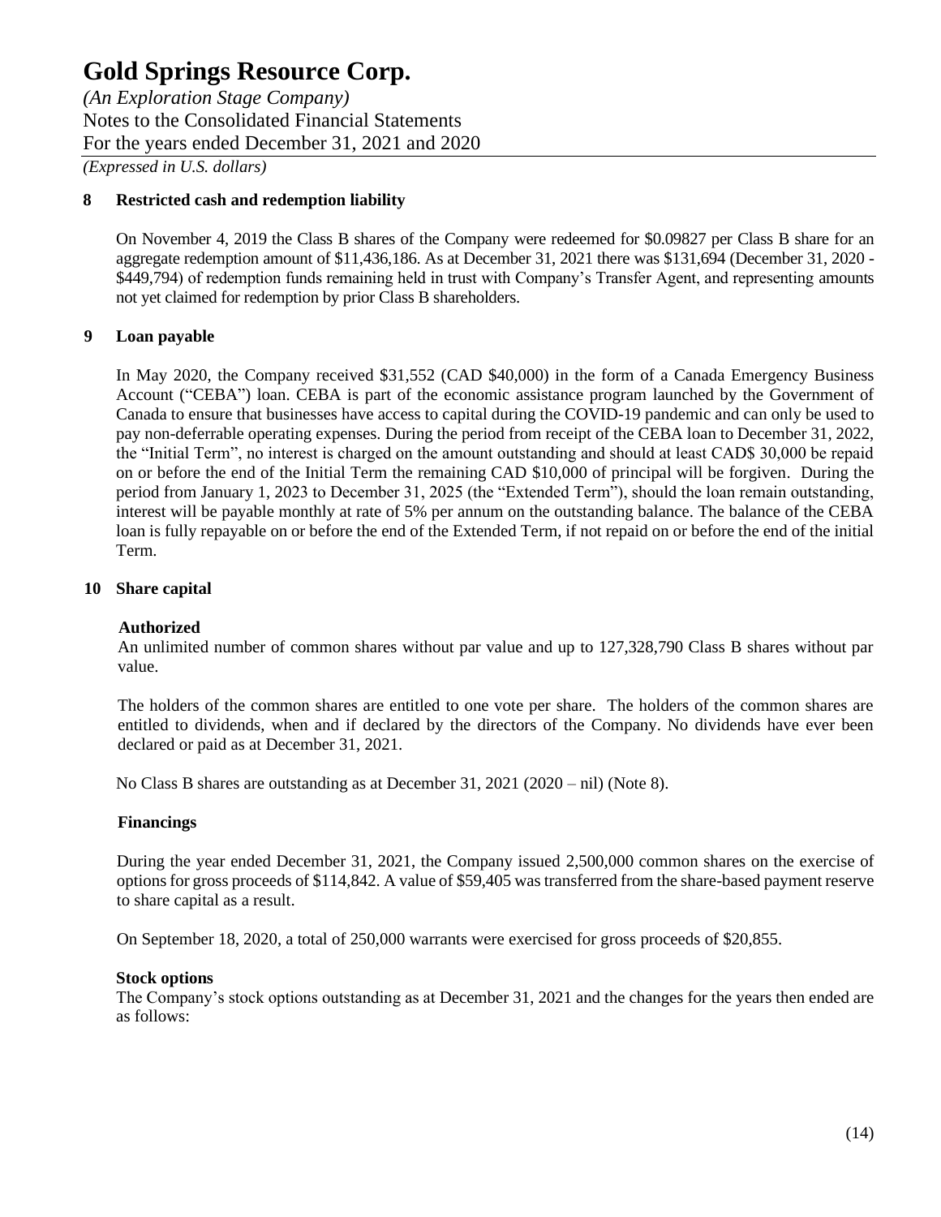# Gold Springs Resource Corp.

*(An Exploration Stage Company)*
Notes to the Consolidated Financial Statements
For the years ended December 31, 2021 and 2020
*(Expressed in U.S. dollars)*

## 8 Restricted cash and redemption liability

On November 4, 2019 the Class B shares of the Company were redeemed for $0.09827 per Class B share for an aggregate redemption amount of $11,436,186. As at December 31, 2021 there was $131,694 (December 31, 2020 - $449,794) of redemption funds remaining held in trust with Company's Transfer Agent, and representing amounts not yet claimed for redemption by prior Class B shareholders.

## 9 Loan payable

In May 2020, the Company received $31,552 (CAD $40,000) in the form of a Canada Emergency Business Account ("CEBA") loan. CEBA is part of the economic assistance program launched by the Government of Canada to ensure that businesses have access to capital during the COVID-19 pandemic and can only be used to pay non-deferrable operating expenses. During the period from receipt of the CEBA loan to December 31, 2022, the "Initial Term", no interest is charged on the amount outstanding and should at least CAD$ 30,000 be repaid on or before the end of the Initial Term the remaining CAD $10,000 of principal will be forgiven. During the period from January 1, 2023 to December 31, 2025 (the "Extended Term"), should the loan remain outstanding, interest will be payable monthly at rate of 5% per annum on the outstanding balance. The balance of the CEBA loan is fully repayable on or before the end of the Extended Term, if not repaid on or before the end of the initial Term.

## 10 Share capital

### Authorized

An unlimited number of common shares without par value and up to 127,328,790 Class B shares without par value.

The holders of the common shares are entitled to one vote per share. The holders of the common shares are entitled to dividends, when and if declared by the directors of the Company. No dividends have ever been declared or paid as at December 31, 2021.

No Class B shares are outstanding as at December 31, 2021 (2020 – nil) (Note 8).

### Financings

During the year ended December 31, 2021, the Company issued 2,500,000 common shares on the exercise of options for gross proceeds of $114,842. A value of $59,405 was transferred from the share-based payment reserve to share capital as a result.

On September 18, 2020, a total of 250,000 warrants were exercised for gross proceeds of $20,855.

### Stock options

The Company's stock options outstanding as at December 31, 2021 and the changes for the years then ended are as follows: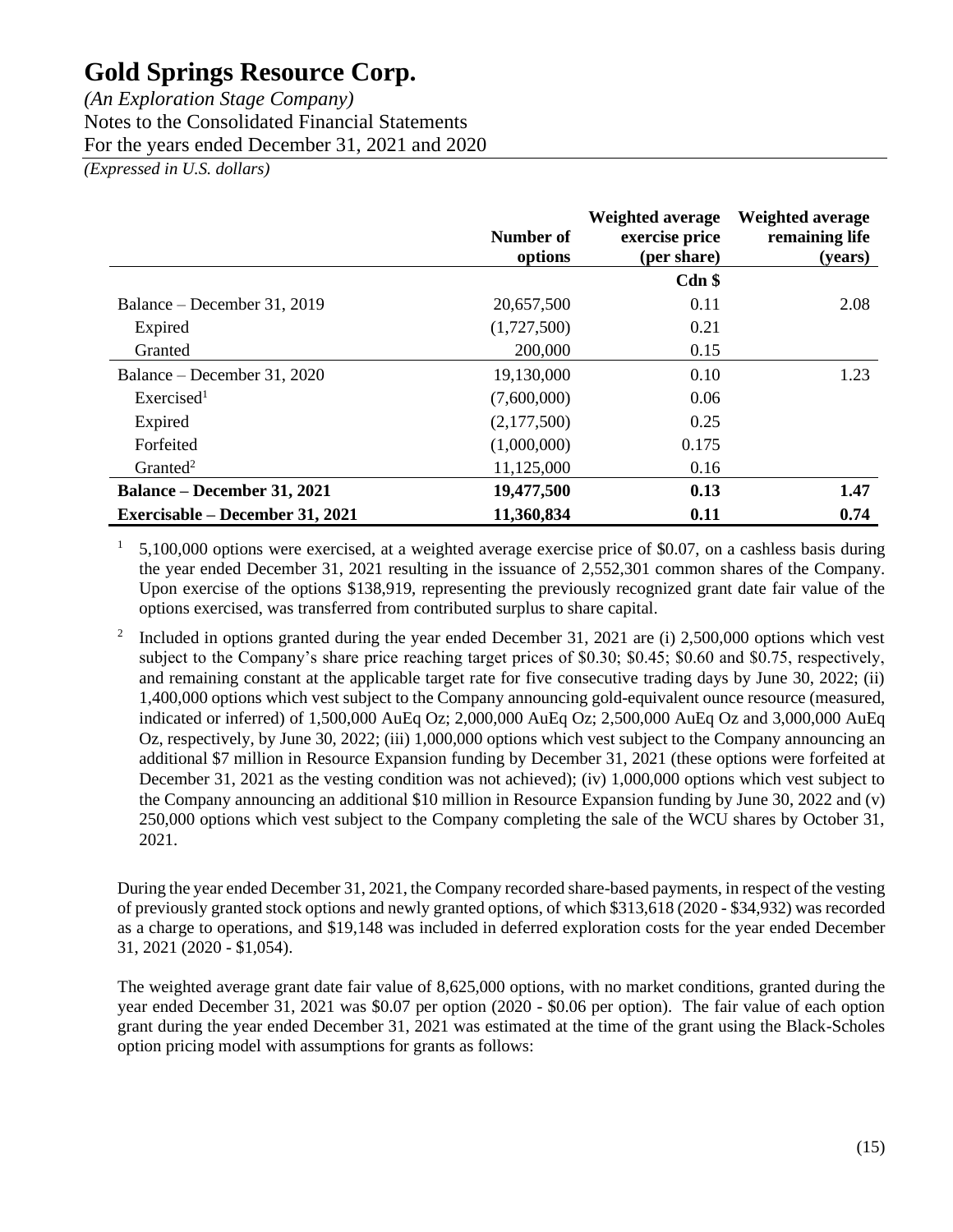| | Number of options | Weighted average exercise price (per share) | Weighted average remaining life (years) |
|---|---|---|---|
| | | Cdn $ | |
| Balance – December 31, 2019 | 20,657,500 | 0.11 | 2.08 |
| Expired | (1,727,500) | 0.21 | |
| Granted | 200,000 | 0.15 | |
| Balance – December 31, 2020 | 19,130,000 | 0.10 | 1.23 |
| Exercised[1] | (7,600,000) | 0.06 | |
| Expired | (2,177,500) | 0.25 | |
| Forfeited | (1,000,000) | 0.175 | |
| Granted[2] | 11,125,000 | 0.16 | |
| **Balance – December 31, 2021** | **19,477,500** | **0.13** | **1.47** |
| **Exercisable – December 31, 2021** | **11,360,834** | **0.11** | **0.74** |

[1] 5,100,000 options were exercised, at a weighted average exercise price of $0.07, on a cashless basis during the year ended December 31, 2021 resulting in the issuance of 2,552,301 common shares of the Company. Upon exercise of the options $138,919, representing the previously recognized grant date fair value of the options exercised, was transferred from contributed surplus to share capital.

[2] Included in options granted during the year ended December 31, 2021 are (i) 2,500,000 options which vest subject to the Company's share price reaching target prices of $0.30; $0.45; $0.60 and $0.75, respectively, and remaining constant at the applicable target rate for five consecutive trading days by June 30, 2022; (ii) 1,400,000 options which vest subject to the Company announcing gold-equivalent ounce resource (measured, indicated or inferred) of 1,500,000 AuEq Oz; 2,000,000 AuEq Oz; 2,500,000 AuEq Oz and 3,000,000 AuEq Oz, respectively, by June 30, 2022; (iii) 1,000,000 options which vest subject to the Company announcing an additional $7 million in Resource Expansion funding by December 31, 2021 (these options were forfeited at December 31, 2021 as the vesting condition was not achieved); (iv) 1,000,000 options which vest subject to the Company announcing an additional $10 million in Resource Expansion funding by June 30, 2022 and (v) 250,000 options which vest subject to the Company completing the sale of the WCU shares by October 31, 2021.

During the year ended December 31, 2021, the Company recorded share-based payments, in respect of the vesting of previously granted stock options and newly granted options, of which $313,618 (2020 - $34,932) was recorded as a charge to operations, and $19,148 was included in deferred exploration costs for the year ended December 31, 2021 (2020 - $1,054).

The weighted average grant date fair value of 8,625,000 options, with no market conditions, granted during the year ended December 31, 2021 was $0.07 per option (2020 - $0.06 per option). The fair value of each option grant during the year ended December 31, 2021 was estimated at the time of the grant using the Black-Scholes option pricing model with assumptions for grants as follows: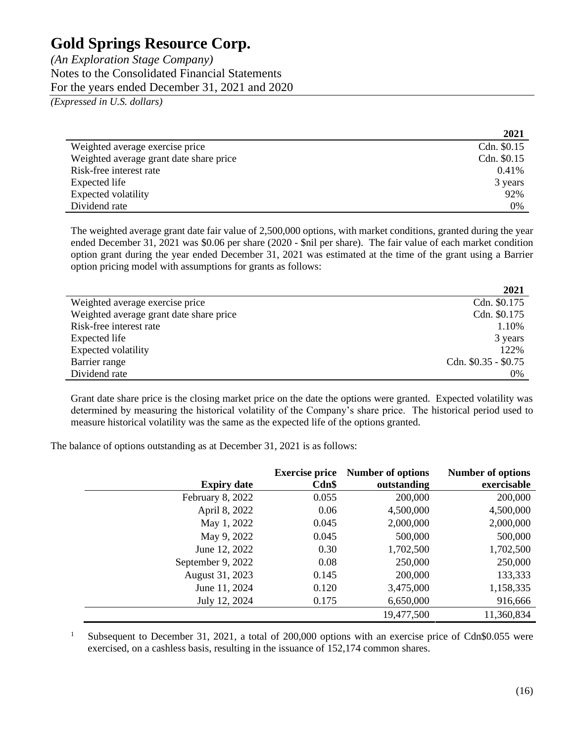| | 2021 |
|---|---|
| Weighted average exercise price | Cdn. \$0.15 |
| Weighted average grant date share price | Cdn. \$0.15 |
| Risk-free interest rate | 0.41% |
| Expected life | 3 years |
| Expected volatility | 92% |
| Dividend rate | 0% |

The weighted average grant date fair value of 2,500,000 options, with market conditions, granted during the year ended December 31, 2021 was \$0.06 per share (2020 - \$nil per share). The fair value of each market condition option grant during the year ended December 31, 2021 was estimated at the time of the grant using a Barrier option pricing model with assumptions for grants as follows:

| | 2021 |
|---|---|
| Weighted average exercise price | Cdn. \$0.175 |
| Weighted average grant date share price | Cdn. \$0.175 |
| Risk-free interest rate | 1.10% |
| Expected life | 3 years |
| Expected volatility | 122% |
| Barrier range | Cdn. \$0.35 - \$0.75 |
| Dividend rate | 0% |

Grant date share price is the closing market price on the date the options were granted. Expected volatility was determined by measuring the historical volatility of the Company's share price. The historical period used to measure historical volatility was the same as the expected life of the options granted.

The balance of options outstanding as at December 31, 2021 is as follows:

| Expiry date | Exercise price Cdn\$ | Number of options outstanding | Number of options exercisable |
|---|---|---|---|
| February 8, 2022 | 0.055 | 200,000 | 200,000 |
| April 8, 2022 | 0.06 | 4,500,000 | 4,500,000 |
| May 1, 2022 | 0.045 | 2,000,000 | 2,000,000 |
| May 9, 2022 | 0.045 | 500,000 | 500,000 |
| June 12, 2022 | 0.30 | 1,702,500 | 1,702,500 |
| September 9, 2022 | 0.08 | 250,000 | 250,000 |
| August 31, 2023 | 0.145 | 200,000 | 133,333 |
| June 11, 2024 | 0.120 | 3,475,000 | 1,158,335 |
| July 12, 2024 | 0.175 | 6,650,000 | 916,666 |
| | | 19,477,500 | 11,360,834 |

[1] Subsequent to December 31, 2021, a total of 200,000 options with an exercise price of Cdn\$0.055 were exercised, on a cashless basis, resulting in the issuance of 152,174 common shares.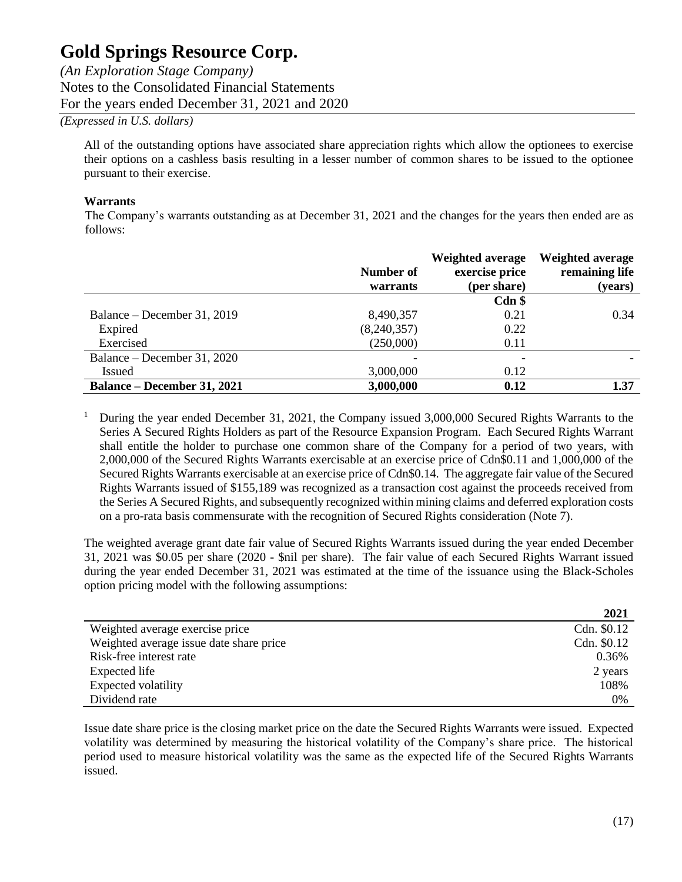All of the outstanding options have associated share appreciation rights which allow the optionees to exercise their options on a cashless basis resulting in a lesser number of common shares to be issued to the optionee pursuant to their exercise.

**Warrants**

The Company's warrants outstanding as at December 31, 2021 and the changes for the years then ended are as follows:

| | Number of warrants | Weighted average exercise price (per share) | Weighted average remaining life (years) |
|---|---|---|---|
| | | Cdn $ | |
| Balance – December 31, 2019 | 8,490,357 | 0.21 | 0.34 |
| Expired | (8,240,357) | 0.22 | |
| Exercised | (250,000) | 0.11 | |
| Balance – December 31, 2020 | - | - | - |
| Issued | 3,000,000 | 0.12 | |
| **Balance – December 31, 2021** | **3,000,000** | **0.12** | **1.37** |

[1] During the year ended December 31, 2021, the Company issued 3,000,000 Secured Rights Warrants to the Series A Secured Rights Holders as part of the Resource Expansion Program. Each Secured Rights Warrant shall entitle the holder to purchase one common share of the Company for a period of two years, with 2,000,000 of the Secured Rights Warrants exercisable at an exercise price of Cdn$0.11 and 1,000,000 of the Secured Rights Warrants exercisable at an exercise price of Cdn$0.14. The aggregate fair value of the Secured Rights Warrants issued of $155,189 was recognized as a transaction cost against the proceeds received from the Series A Secured Rights, and subsequently recognized within mining claims and deferred exploration costs on a pro-rata basis commensurate with the recognition of Secured Rights consideration (Note 7).

The weighted average grant date fair value of Secured Rights Warrants issued during the year ended December 31, 2021 was $0.05 per share (2020 - $nil per share). The fair value of each Secured Rights Warrant issued during the year ended December 31, 2021 was estimated at the time of the issuance using the Black-Scholes option pricing model with the following assumptions:

| | 2021 |
|---|---|
| Weighted average exercise price | Cdn. $0.12 |
| Weighted average issue date share price | Cdn. $0.12 |
| Risk-free interest rate | 0.36% |
| Expected life | 2 years |
| Expected volatility | 108% |
| Dividend rate | 0% |

Issue date share price is the closing market price on the date the Secured Rights Warrants were issued. Expected volatility was determined by measuring the historical volatility of the Company's share price. The historical period used to measure historical volatility was the same as the expected life of the Secured Rights Warrants issued.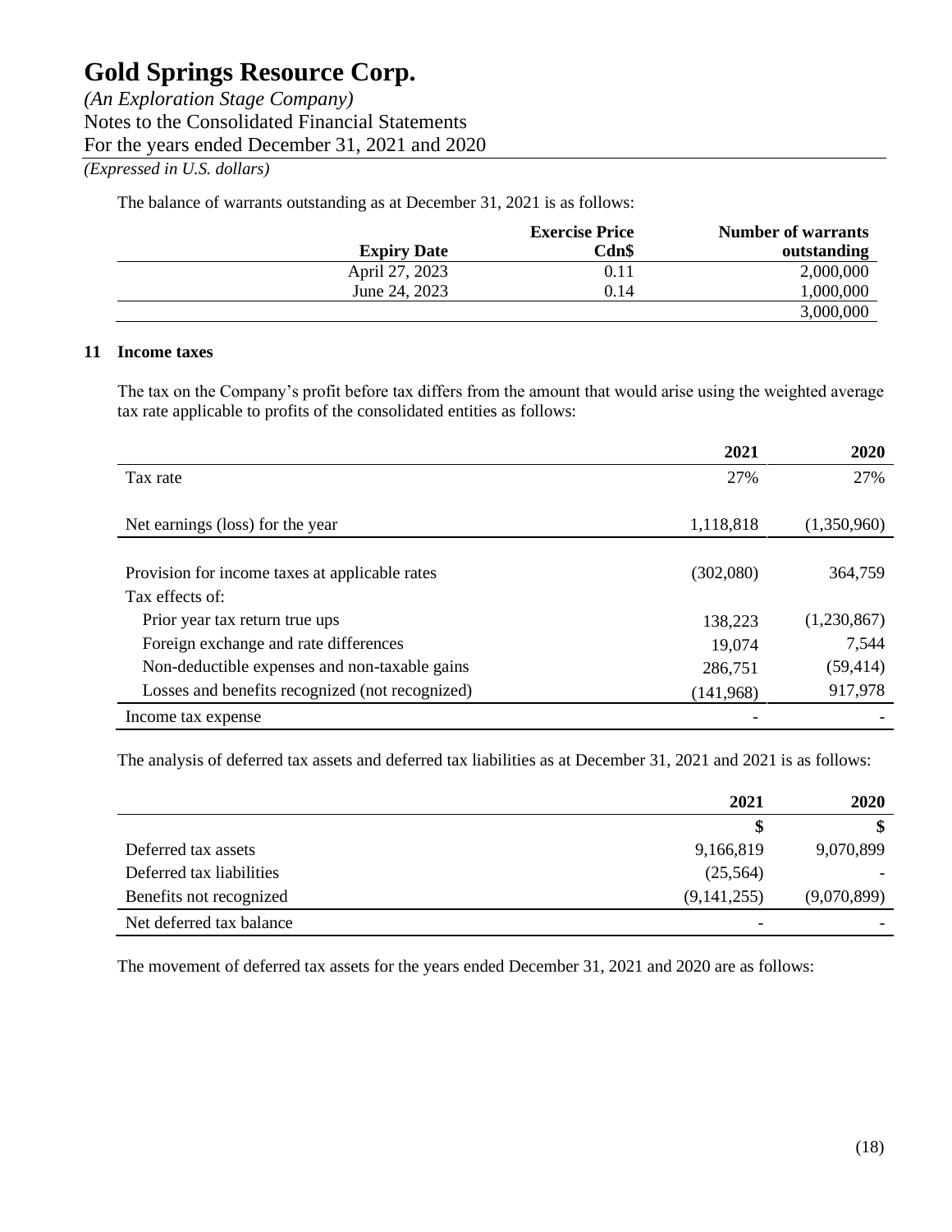The balance of warrants outstanding as at December 31, 2021 is as follows:

| Expiry Date | Exercise Price Cdn$ | Number of warrants outstanding |
|---|---|---|
| April 27, 2023 | 0.11 | 2,000,000 |
| June 24, 2023 | 0.14 | 1,000,000 |
| | | 3,000,000 |

## 11 Income taxes

The tax on the Company's profit before tax differs from the amount that would arise using the weighted average tax rate applicable to profits of the consolidated entities as follows:

| | 2021 | 2020 |
|---|---|---|
| Tax rate | 27% | 27% |
| Net earnings (loss) for the year | 1,118,818 | (1,350,960) |
| Provision for income taxes at applicable rates | (302,080) | 364,759 |
| Tax effects of: | | |
| Prior year tax return true ups | 138,223 | (1,230,867) |
| Foreign exchange and rate differences | 19,074 | 7,544 |
| Non-deductible expenses and non-taxable gains | 286,751 | (59,414) |
| Losses and benefits recognized (not recognized) | (141,968) | 917,978 |
| Income tax expense | - | - |

The analysis of deferred tax assets and deferred tax liabilities as at December 31, 2021 and 2021 is as follows:

| | 2021 | 2020 |
|---|---|---|
| | $ | $ |
| Deferred tax assets | 9,166,819 | 9,070,899 |
| Deferred tax liabilities | (25,564) | - |
| Benefits not recognized | (9,141,255) | (9,070,899) |
| Net deferred tax balance | - | - |

The movement of deferred tax assets for the years ended December 31, 2021 and 2020 are as follows: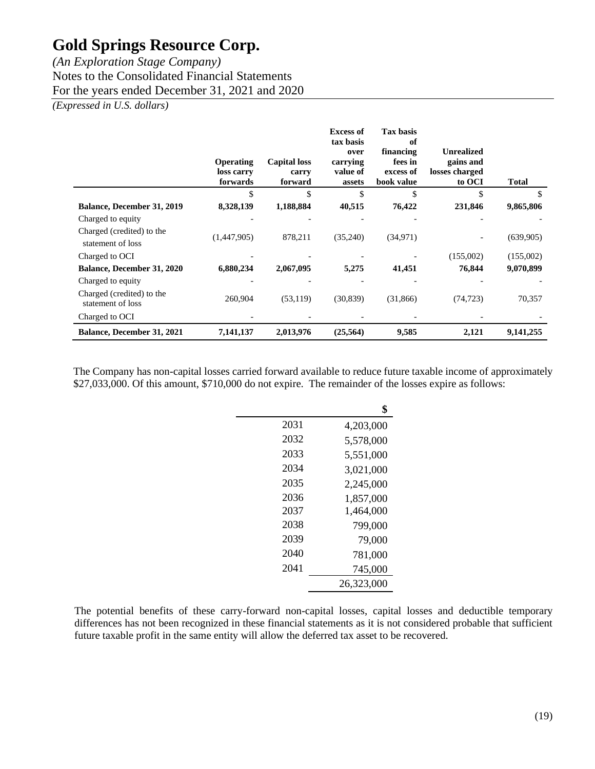# Gold Springs Resource Corp.

*(An Exploration Stage Company)*

Notes to the Consolidated Financial Statements

For the years ended December 31, 2021 and 2020

*(Expressed in U.S. dollars)*

| | Operating loss carry forwards | Capital loss carry forward | Excess of tax basis over carrying value of assets | Tax basis of financing fees in excess of book value | Unrealized gains and losses charged to OCI | Total |
|---|---|---|---|---|---|---|
| | $ | $ | $ | $ | $ | $ |
| **Balance, December 31, 2019** | **8,328,139** | **1,188,884** | **40,515** | **76,422** | **231,846** | **9,865,806** |
| Charged to equity | - | - | - | - | - | - |
| Charged (credited) to the statement of loss | (1,447,905) | 878,211 | (35,240) | (34,971) | - | (639,905) |
| Charged to OCI | - | - | - | - | (155,002) | (155,002) |
| **Balance, December 31, 2020** | **6,880,234** | **2,067,095** | **5,275** | **41,451** | **76,844** | **9,070,899** |
| Charged to equity | - | - | - | - | - | - |
| Charged (credited) to the statement of loss | 260,904 | (53,119) | (30,839) | (31,866) | (74,723) | 70,357 |
| Charged to OCI | - | - | - | - | - | - |
| **Balance, December 31, 2021** | **7,141,137** | **2,013,976** | **(25,564)** | **9,585** | **2,121** | **9,141,255** |

The Company has non-capital losses carried forward available to reduce future taxable income of approximately $27,033,000. Of this amount, $710,000 do not expire. The remainder of the losses expire as follows:

| | $ |
|---|---|
| 2031 | 4,203,000 |
| 2032 | 5,578,000 |
| 2033 | 5,551,000 |
| 2034 | 3,021,000 |
| 2035 | 2,245,000 |
| 2036 | 1,857,000 |
| 2037 | 1,464,000 |
| 2038 | 799,000 |
| 2039 | 79,000 |
| 2040 | 781,000 |
| 2041 | 745,000 |
| | 26,323,000 |

The potential benefits of these carry-forward non-capital losses, capital losses and deductible temporary differences has not been recognized in these financial statements as it is not considered probable that sufficient future taxable profit in the same entity will allow the deferred tax asset to be recovered.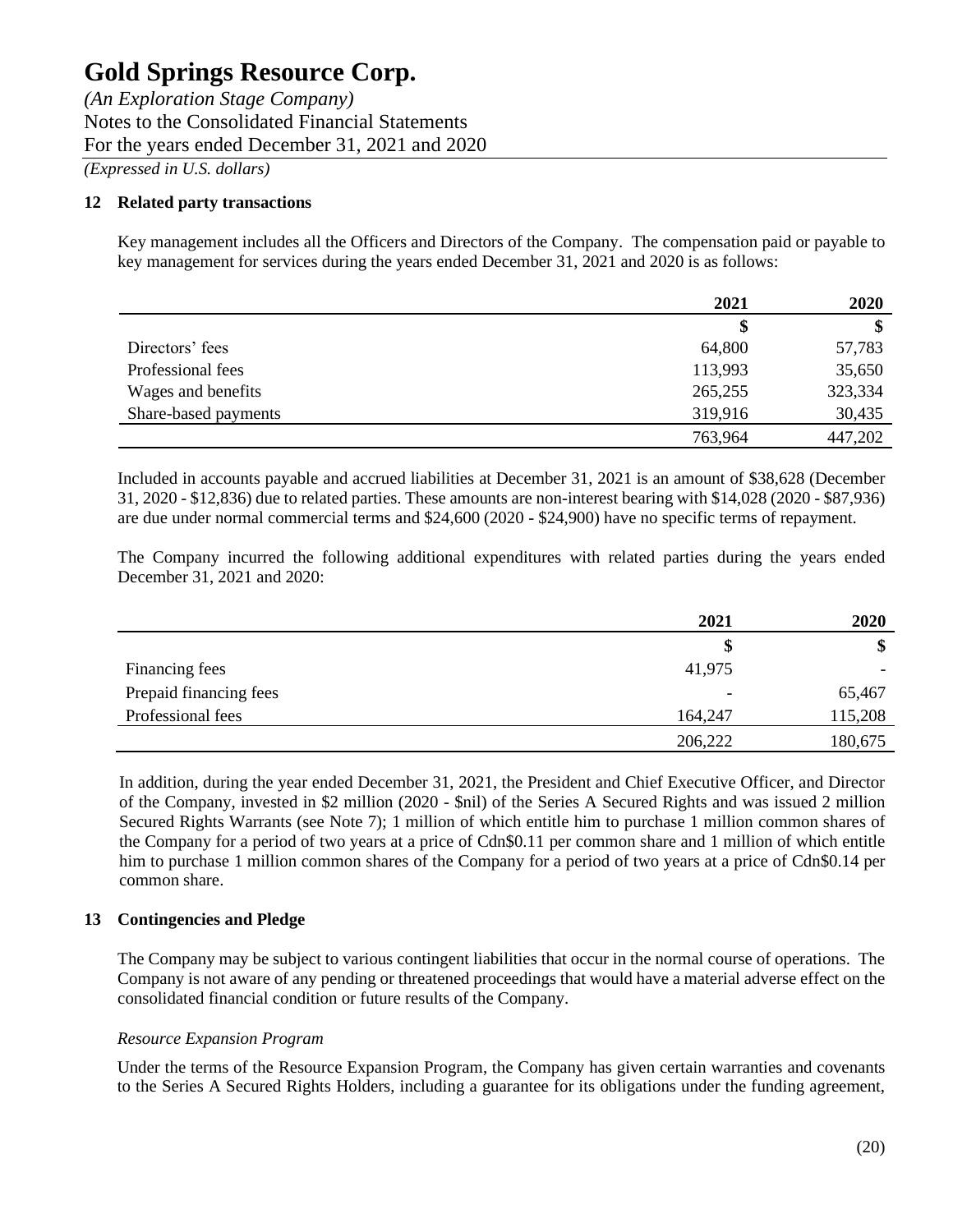## 12 Related party transactions

Key management includes all the Officers and Directors of the Company. The compensation paid or payable to key management for services during the years ended December 31, 2021 and 2020 is as follows:

| | 2021 | 2020 |
|---|---|---|
| | $ | $ |
| Directors' fees | 64,800 | 57,783 |
| Professional fees | 113,993 | 35,650 |
| Wages and benefits | 265,255 | 323,334 |
| Share-based payments | 319,916 | 30,435 |
| | 763,964 | 447,202 |

Included in accounts payable and accrued liabilities at December 31, 2021 is an amount of $38,628 (December 31, 2020 - $12,836) due to related parties. These amounts are non-interest bearing with $14,028 (2020 - $87,936) are due under normal commercial terms and $24,600 (2020 - $24,900) have no specific terms of repayment.

The Company incurred the following additional expenditures with related parties during the years ended December 31, 2021 and 2020:

| | 2021 | 2020 |
|---|---|---|
| | $ | $ |
| Financing fees | 41,975 | - |
| Prepaid financing fees | - | 65,467 |
| Professional fees | 164,247 | 115,208 |
| | 206,222 | 180,675 |

In addition, during the year ended December 31, 2021, the President and Chief Executive Officer, and Director of the Company, invested in $2 million (2020 - $nil) of the Series A Secured Rights and was issued 2 million Secured Rights Warrants (see Note 7); 1 million of which entitle him to purchase 1 million common shares of the Company for a period of two years at a price of Cdn$0.11 per common share and 1 million of which entitle him to purchase 1 million common shares of the Company for a period of two years at a price of Cdn$0.14 per common share.

## 13 Contingencies and Pledge

The Company may be subject to various contingent liabilities that occur in the normal course of operations. The Company is not aware of any pending or threatened proceedings that would have a material adverse effect on the consolidated financial condition or future results of the Company.

*Resource Expansion Program*

Under the terms of the Resource Expansion Program, the Company has given certain warranties and covenants to the Series A Secured Rights Holders, including a guarantee for its obligations under the funding agreement,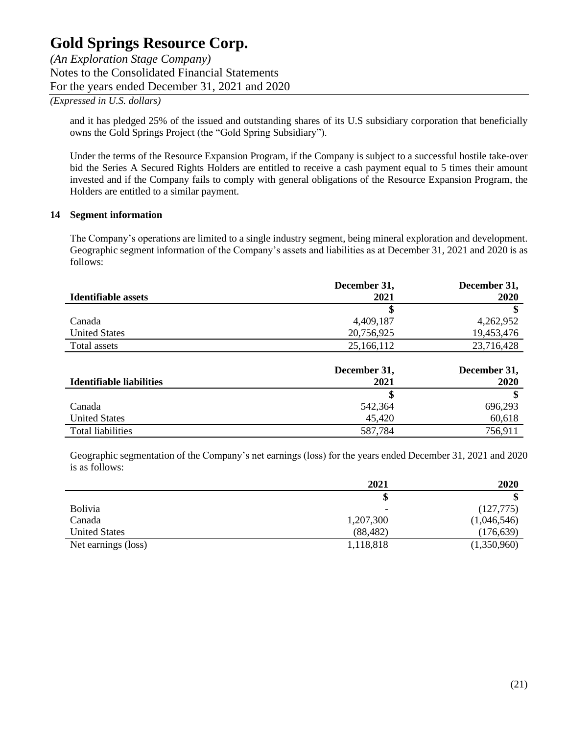and it has pledged 25% of the issued and outstanding shares of its U.S subsidiary corporation that beneficially owns the Gold Springs Project (the "Gold Spring Subsidiary").

Under the terms of the Resource Expansion Program, if the Company is subject to a successful hostile take-over bid the Series A Secured Rights Holders are entitled to receive a cash payment equal to 5 times their amount invested and if the Company fails to comply with general obligations of the Resource Expansion Program, the Holders are entitled to a similar payment.

## 14 Segment information

The Company's operations are limited to a single industry segment, being mineral exploration and development. Geographic segment information of the Company's assets and liabilities as at December 31, 2021 and 2020 is as follows:

| Identifiable assets | December 31, 2021 | December 31, 2020 |
|---|---|---|
| | $ | $ |
| Canada | 4,409,187 | 4,262,952 |
| United States | 20,756,925 | 19,453,476 |
| Total assets | 25,166,112 | 23,716,428 |

| Identifiable liabilities | December 31, 2021 | December 31, 2020 |
|---|---|---|
| | $ | $ |
| Canada | 542,364 | 696,293 |
| United States | 45,420 | 60,618 |
| Total liabilities | 587,784 | 756,911 |

Geographic segmentation of the Company's net earnings (loss) for the years ended December 31, 2021 and 2020 is as follows:

| | 2021 | 2020 |
|---|---|---|
| | $ | $ |
| Bolivia | - | (127,775) |
| Canada | 1,207,300 | (1,046,546) |
| United States | (88,482) | (176,639) |
| Net earnings (loss) | 1,118,818 | (1,350,960) |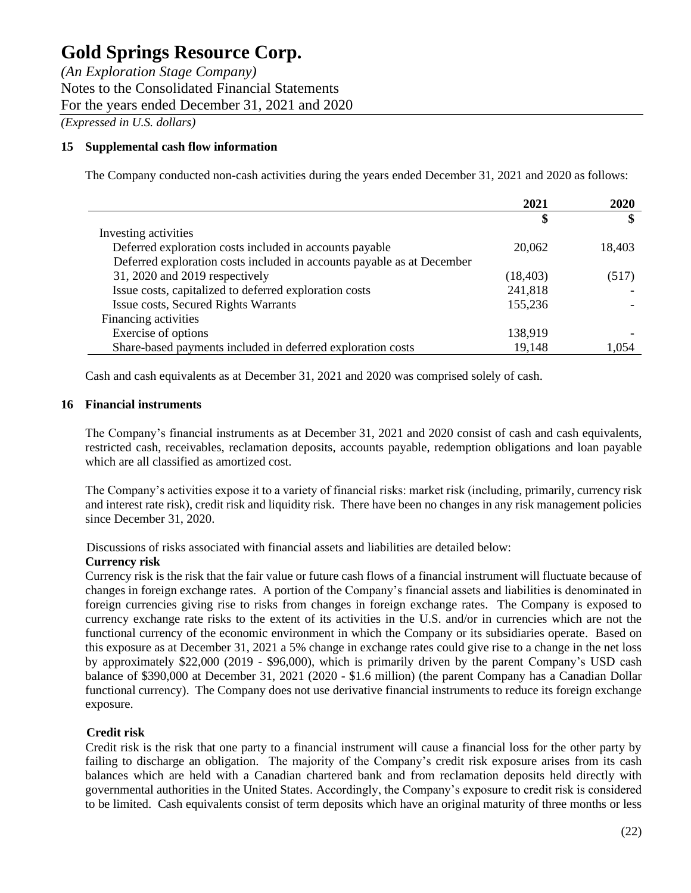# Gold Springs Resource Corp.

*(An Exploration Stage Company)*
Notes to the Consolidated Financial Statements
For the years ended December 31, 2021 and 2020
*(Expressed in U.S. dollars)*

## 15 Supplemental cash flow information

The Company conducted non-cash activities during the years ended December 31, 2021 and 2020 as follows:

| | 2021 | 2020 |
|---|---|---|
| | $ | $ |
| Investing activities | | |
| Deferred exploration costs included in accounts payable | 20,062 | 18,403 |
| Deferred exploration costs included in accounts payable as at December 31, 2020 and 2019 respectively | (18,403) | (517) |
| Issue costs, capitalized to deferred exploration costs | 241,818 | - |
| Issue costs, Secured Rights Warrants | 155,236 | - |
| Financing activities | | |
| Exercise of options | 138,919 | - |
| Share-based payments included in deferred exploration costs | 19,148 | 1,054 |

Cash and cash equivalents as at December 31, 2021 and 2020 was comprised solely of cash.

## 16 Financial instruments

The Company's financial instruments as at December 31, 2021 and 2020 consist of cash and cash equivalents, restricted cash, receivables, reclamation deposits, accounts payable, redemption obligations and loan payable which are all classified as amortized cost.

The Company's activities expose it to a variety of financial risks: market risk (including, primarily, currency risk and interest rate risk), credit risk and liquidity risk. There have been no changes in any risk management policies since December 31, 2020.

Discussions of risks associated with financial assets and liabilities are detailed below:

**Currency risk**

Currency risk is the risk that the fair value or future cash flows of a financial instrument will fluctuate because of changes in foreign exchange rates. A portion of the Company's financial assets and liabilities is denominated in foreign currencies giving rise to risks from changes in foreign exchange rates. The Company is exposed to currency exchange rate risks to the extent of its activities in the U.S. and/or in currencies which are not the functional currency of the economic environment in which the Company or its subsidiaries operate. Based on this exposure as at December 31, 2021 a 5% change in exchange rates could give rise to a change in the net loss by approximately $22,000 (2019 - $96,000), which is primarily driven by the parent Company's USD cash balance of $390,000 at December 31, 2021 (2020 - $1.6 million) (the parent Company has a Canadian Dollar functional currency). The Company does not use derivative financial instruments to reduce its foreign exchange exposure.

**Credit risk**

Credit risk is the risk that one party to a financial instrument will cause a financial loss for the other party by failing to discharge an obligation. The majority of the Company's credit risk exposure arises from its cash balances which are held with a Canadian chartered bank and from reclamation deposits held directly with governmental authorities in the United States. Accordingly, the Company's exposure to credit risk is considered to be limited. Cash equivalents consist of term deposits which have an original maturity of three months or less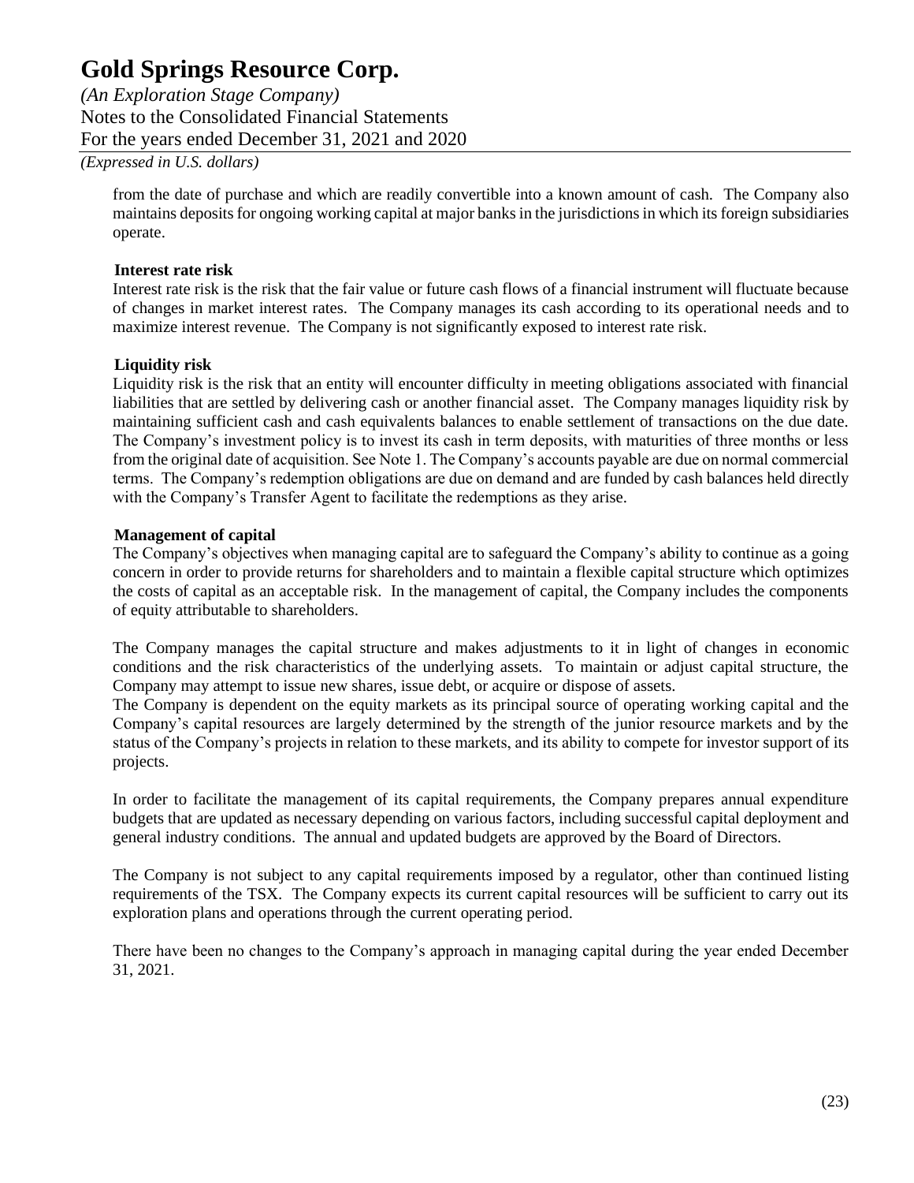from the date of purchase and which are readily convertible into a known amount of cash. The Company also maintains deposits for ongoing working capital at major banks in the jurisdictions in which its foreign subsidiaries operate.

**Interest rate risk**

Interest rate risk is the risk that the fair value or future cash flows of a financial instrument will fluctuate because of changes in market interest rates. The Company manages its cash according to its operational needs and to maximize interest revenue. The Company is not significantly exposed to interest rate risk.

**Liquidity risk**

Liquidity risk is the risk that an entity will encounter difficulty in meeting obligations associated with financial liabilities that are settled by delivering cash or another financial asset. The Company manages liquidity risk by maintaining sufficient cash and cash equivalents balances to enable settlement of transactions on the due date. The Company's investment policy is to invest its cash in term deposits, with maturities of three months or less from the original date of acquisition. See Note 1. The Company's accounts payable are due on normal commercial terms. The Company's redemption obligations are due on demand and are funded by cash balances held directly with the Company's Transfer Agent to facilitate the redemptions as they arise.

**Management of capital**

The Company's objectives when managing capital are to safeguard the Company's ability to continue as a going concern in order to provide returns for shareholders and to maintain a flexible capital structure which optimizes the costs of capital as an acceptable risk. In the management of capital, the Company includes the components of equity attributable to shareholders.

The Company manages the capital structure and makes adjustments to it in light of changes in economic conditions and the risk characteristics of the underlying assets. To maintain or adjust capital structure, the Company may attempt to issue new shares, issue debt, or acquire or dispose of assets.
The Company is dependent on the equity markets as its principal source of operating working capital and the Company's capital resources are largely determined by the strength of the junior resource markets and by the status of the Company's projects in relation to these markets, and its ability to compete for investor support of its projects.

In order to facilitate the management of its capital requirements, the Company prepares annual expenditure budgets that are updated as necessary depending on various factors, including successful capital deployment and general industry conditions. The annual and updated budgets are approved by the Board of Directors.

The Company is not subject to any capital requirements imposed by a regulator, other than continued listing requirements of the TSX. The Company expects its current capital resources will be sufficient to carry out its exploration plans and operations through the current operating period.

There have been no changes to the Company's approach in managing capital during the year ended December 31, 2021.